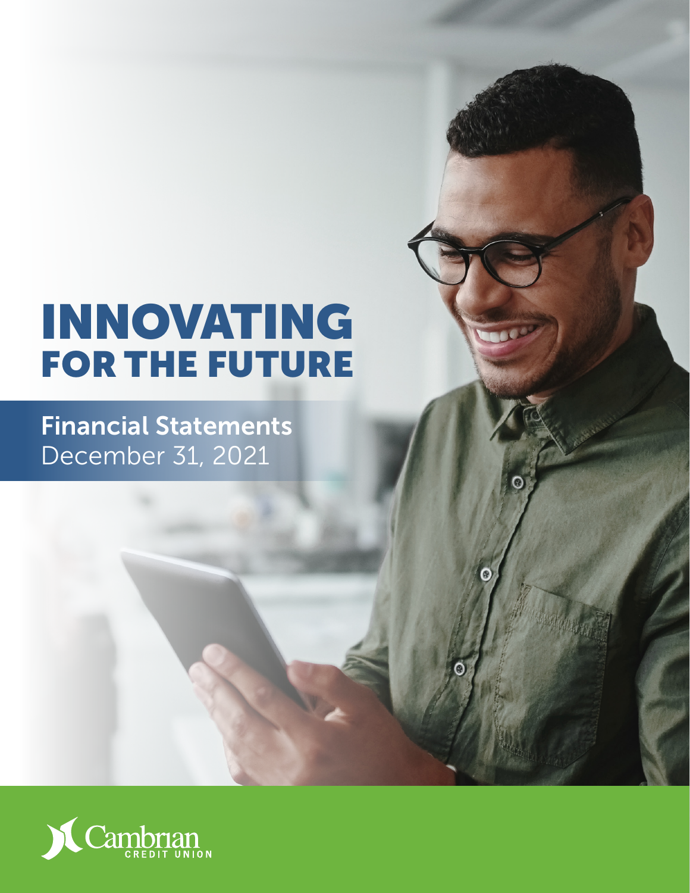# INNOVATING FOR THE FUTURE

## Financial Statements
December 31, 2021

Cambrian CREDIT UNION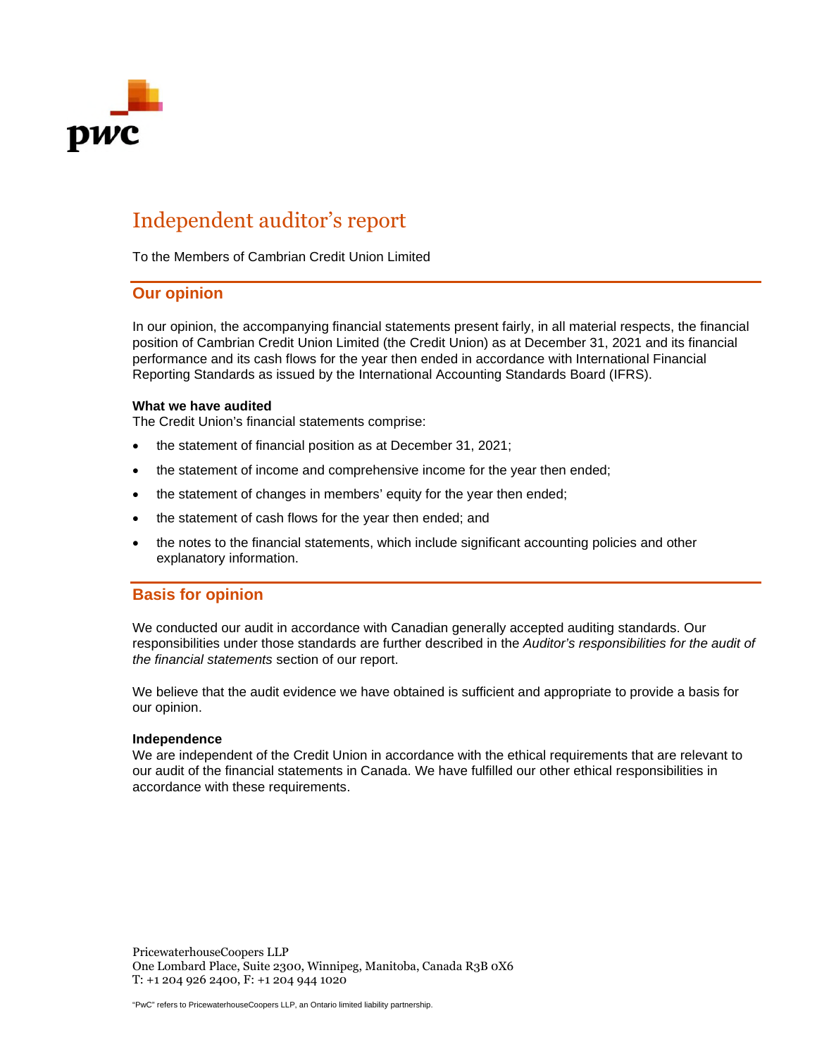# Independent auditor's report

To the Members of Cambrian Credit Union Limited

## Our opinion

In our opinion, the accompanying financial statements present fairly, in all material respects, the financial position of Cambrian Credit Union Limited (the Credit Union) as at December 31, 2021 and its financial performance and its cash flows for the year then ended in accordance with International Financial Reporting Standards as issued by the International Accounting Standards Board (IFRS).

**What we have audited**
The Credit Union's financial statements comprise:

- the statement of financial position as at December 31, 2021;
- the statement of income and comprehensive income for the year then ended;
- the statement of changes in members' equity for the year then ended;
- the statement of cash flows for the year then ended; and
- the notes to the financial statements, which include significant accounting policies and other explanatory information.

## Basis for opinion

We conducted our audit in accordance with Canadian generally accepted auditing standards. Our responsibilities under those standards are further described in the *Auditor's responsibilities for the audit of the financial statements* section of our report.

We believe that the audit evidence we have obtained is sufficient and appropriate to provide a basis for our opinion.

**Independence**
We are independent of the Credit Union in accordance with the ethical requirements that are relevant to our audit of the financial statements in Canada. We have fulfilled our other ethical responsibilities in accordance with these requirements.

PricewaterhouseCoopers LLP
One Lombard Place, Suite 2300, Winnipeg, Manitoba, Canada R3B 0X6
T: +1 204 926 2400, F: +1 204 944 1020

"PwC" refers to PricewaterhouseCoopers LLP, an Ontario limited liability partnership.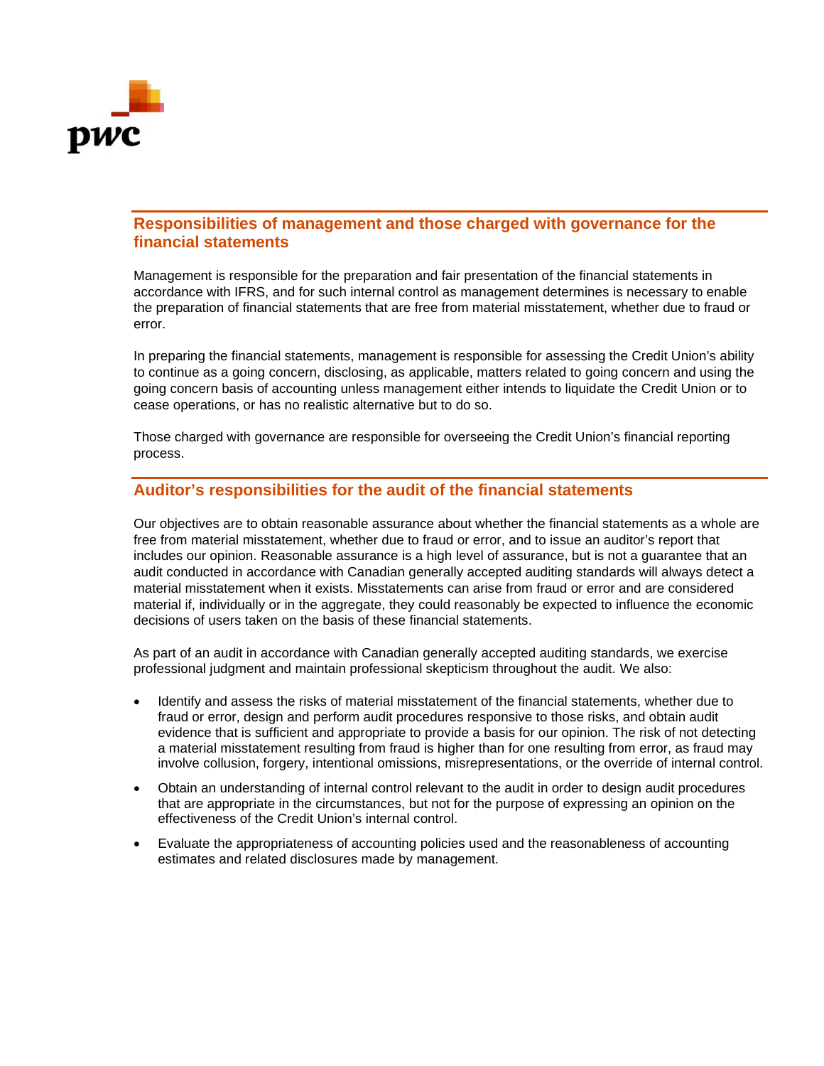## Responsibilities of management and those charged with governance for the financial statements

Management is responsible for the preparation and fair presentation of the financial statements in accordance with IFRS, and for such internal control as management determines is necessary to enable the preparation of financial statements that are free from material misstatement, whether due to fraud or error.

In preparing the financial statements, management is responsible for assessing the Credit Union's ability to continue as a going concern, disclosing, as applicable, matters related to going concern and using the going concern basis of accounting unless management either intends to liquidate the Credit Union or to cease operations, or has no realistic alternative but to do so.

Those charged with governance are responsible for overseeing the Credit Union's financial reporting process.

## Auditor's responsibilities for the audit of the financial statements

Our objectives are to obtain reasonable assurance about whether the financial statements as a whole are free from material misstatement, whether due to fraud or error, and to issue an auditor's report that includes our opinion. Reasonable assurance is a high level of assurance, but is not a guarantee that an audit conducted in accordance with Canadian generally accepted auditing standards will always detect a material misstatement when it exists. Misstatements can arise from fraud or error and are considered material if, individually or in the aggregate, they could reasonably be expected to influence the economic decisions of users taken on the basis of these financial statements.

As part of an audit in accordance with Canadian generally accepted auditing standards, we exercise professional judgment and maintain professional skepticism throughout the audit. We also:

- Identify and assess the risks of material misstatement of the financial statements, whether due to fraud or error, design and perform audit procedures responsive to those risks, and obtain audit evidence that is sufficient and appropriate to provide a basis for our opinion. The risk of not detecting a material misstatement resulting from fraud is higher than for one resulting from error, as fraud may involve collusion, forgery, intentional omissions, misrepresentations, or the override of internal control.
- Obtain an understanding of internal control relevant to the audit in order to design audit procedures that are appropriate in the circumstances, but not for the purpose of expressing an opinion on the effectiveness of the Credit Union's internal control.
- Evaluate the appropriateness of accounting policies used and the reasonableness of accounting estimates and related disclosures made by management.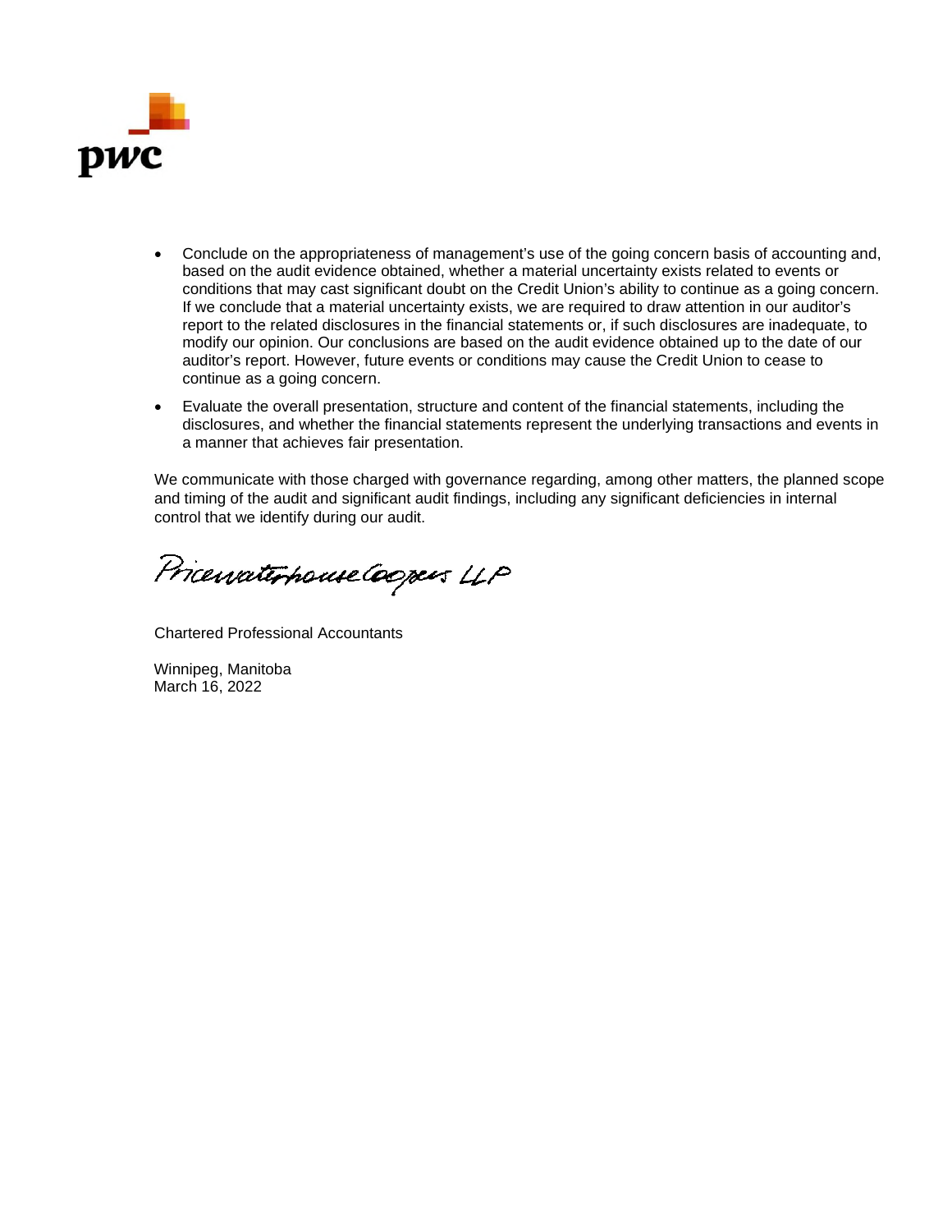- Conclude on the appropriateness of management's use of the going concern basis of accounting and, based on the audit evidence obtained, whether a material uncertainty exists related to events or conditions that may cast significant doubt on the Credit Union's ability to continue as a going concern. If we conclude that a material uncertainty exists, we are required to draw attention in our auditor's report to the related disclosures in the financial statements or, if such disclosures are inadequate, to modify our opinion. Our conclusions are based on the audit evidence obtained up to the date of our auditor's report. However, future events or conditions may cause the Credit Union to cease to continue as a going concern.
- Evaluate the overall presentation, structure and content of the financial statements, including the disclosures, and whether the financial statements represent the underlying transactions and events in a manner that achieves fair presentation.

We communicate with those charged with governance regarding, among other matters, the planned scope and timing of the audit and significant audit findings, including any significant deficiencies in internal control that we identify during our audit.

PricewaterhouseCoopers LLP

Chartered Professional Accountants

Winnipeg, Manitoba
March 16, 2022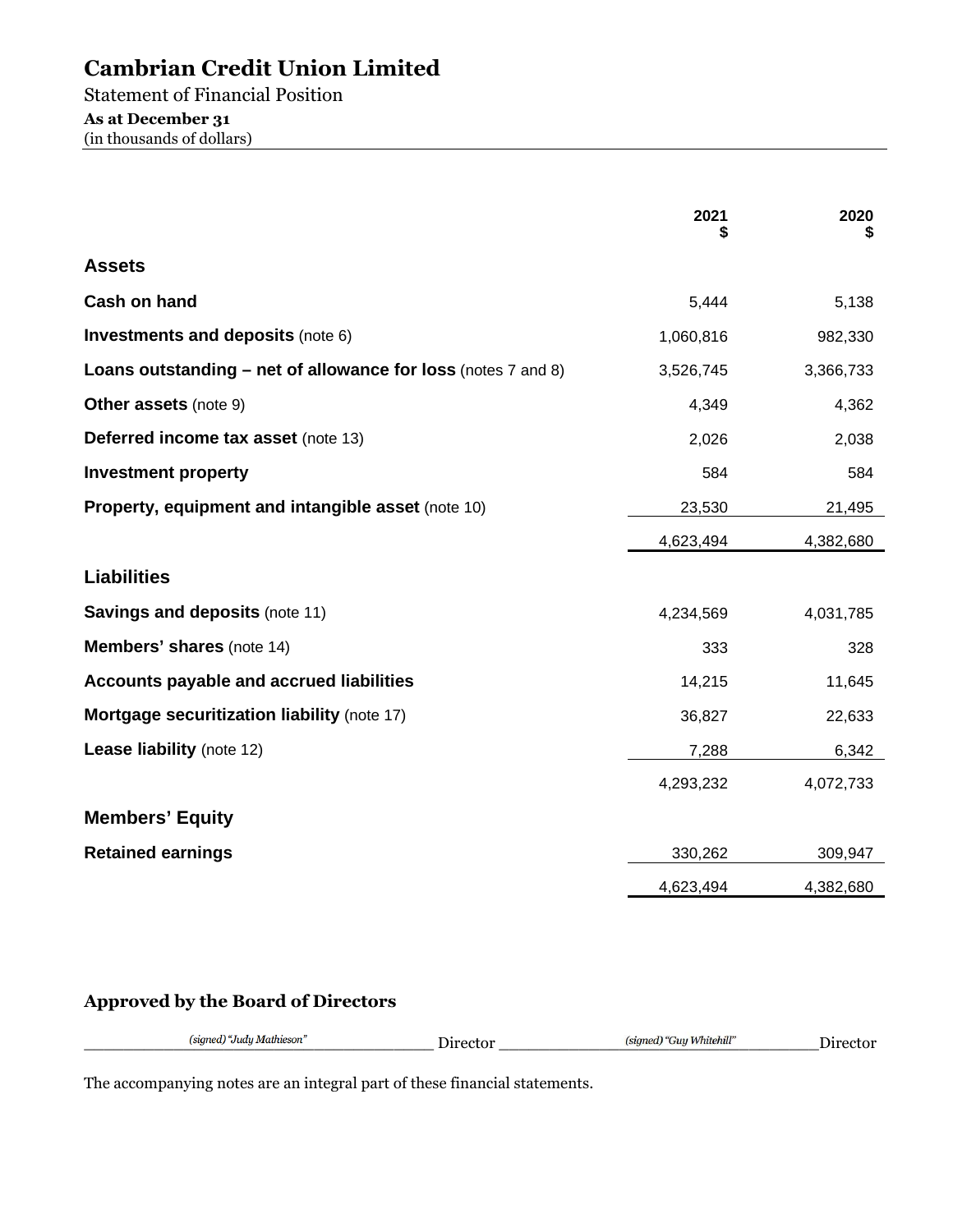# Cambrian Credit Union Limited

Statement of Financial Position

**As at December 31**

(in thousands of dollars)

| | 2021<br>$ | 2020<br>$ |
|---|---|---|
| **Assets** | | |
| **Cash on hand** | 5,444 | 5,138 |
| **Investments and deposits** (note 6) | 1,060,816 | 982,330 |
| **Loans outstanding – net of allowance for loss** (notes 7 and 8) | 3,526,745 | 3,366,733 |
| **Other assets** (note 9) | 4,349 | 4,362 |
| **Deferred income tax asset** (note 13) | 2,026 | 2,038 |
| **Investment property** | 584 | 584 |
| **Property, equipment and intangible asset** (note 10) | 23,530 | 21,495 |
| | 4,623,494 | 4,382,680 |
| **Liabilities** | | |
| **Savings and deposits** (note 11) | 4,234,569 | 4,031,785 |
| **Members' shares** (note 14) | 333 | 328 |
| **Accounts payable and accrued liabilities** | 14,215 | 11,645 |
| **Mortgage securitization liability** (note 17) | 36,827 | 22,633 |
| **Lease liability** (note 12) | 7,288 | 6,342 |
| | 4,293,232 | 4,072,733 |
| **Members' Equity** | | |
| **Retained earnings** | 330,262 | 309,947 |
| | 4,623,494 | 4,382,680 |

**Approved by the Board of Directors**

*(signed) "Judy Mathieson"* Director *(signed) "Guy Whitehill"* Director

The accompanying notes are an integral part of these financial statements.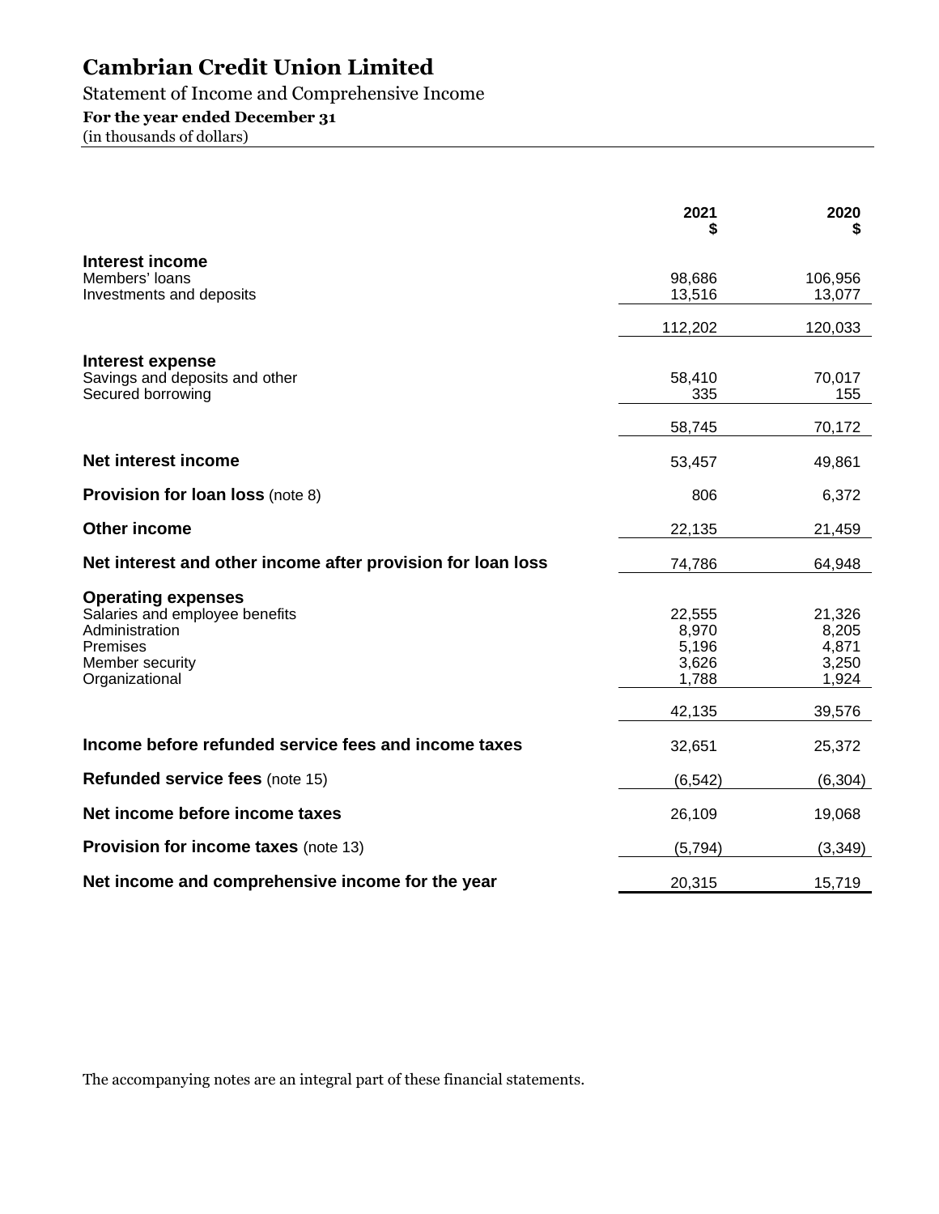# Cambrian Credit Union Limited

Statement of Income and Comprehensive Income

**For the year ended December 31**

(in thousands of dollars)

| | 2021<br>$ | 2020<br>$ |
|---|---|---|
| **Interest income** | | |
| Members' loans | 98,686 | 106,956 |
| Investments and deposits | 13,516 | 13,077 |
| | 112,202 | 120,033 |
| **Interest expense** | | |
| Savings and deposits and other | 58,410 | 70,017 |
| Secured borrowing | 335 | 155 |
| | 58,745 | 70,172 |
| **Net interest income** | 53,457 | 49,861 |
| **Provision for loan loss** (note 8) | 806 | 6,372 |
| **Other income** | 22,135 | 21,459 |
| **Net interest and other income after provision for loan loss** | 74,786 | 64,948 |
| **Operating expenses** | | |
| Salaries and employee benefits | 22,555 | 21,326 |
| Administration | 8,970 | 8,205 |
| Premises | 5,196 | 4,871 |
| Member security | 3,626 | 3,250 |
| Organizational | 1,788 | 1,924 |
| | 42,135 | 39,576 |
| **Income before refunded service fees and income taxes** | 32,651 | 25,372 |
| **Refunded service fees** (note 15) | (6,542) | (6,304) |
| **Net income before income taxes** | 26,109 | 19,068 |
| **Provision for income taxes** (note 13) | (5,794) | (3,349) |
| **Net income and comprehensive income for the year** | 20,315 | 15,719 |

The accompanying notes are an integral part of these financial statements.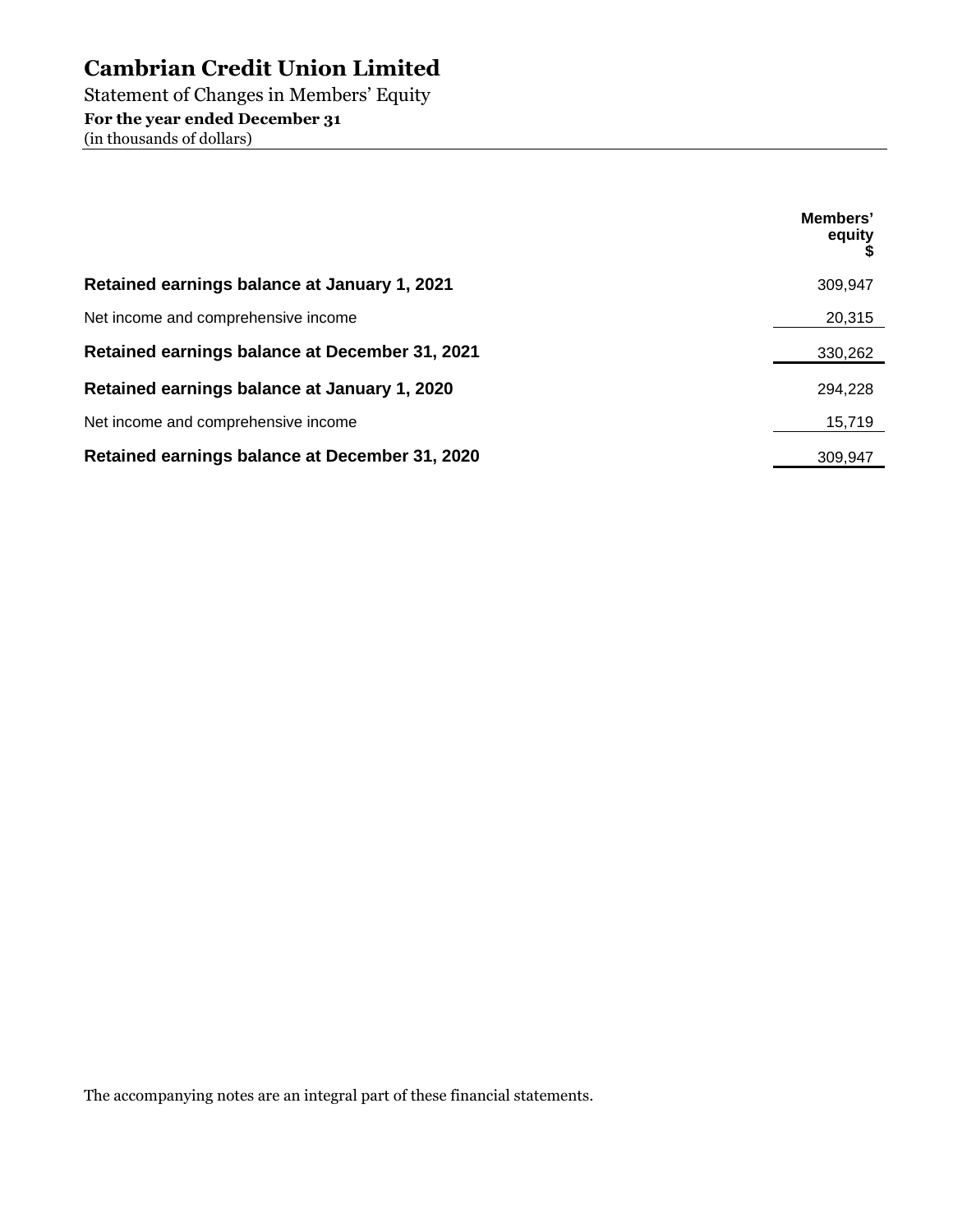# Cambrian Credit Union Limited

Statement of Changes in Members' Equity

**For the year ended December 31**

(in thousands of dollars)

| | Members' equity $ |
|---|---|
| **Retained earnings balance at January 1, 2021** | 309,947 |
| Net income and comprehensive income | 20,315 |
| **Retained earnings balance at December 31, 2021** | 330,262 |
| **Retained earnings balance at January 1, 2020** | 294,228 |
| Net income and comprehensive income | 15,719 |
| **Retained earnings balance at December 31, 2020** | 309,947 |

The accompanying notes are an integral part of these financial statements.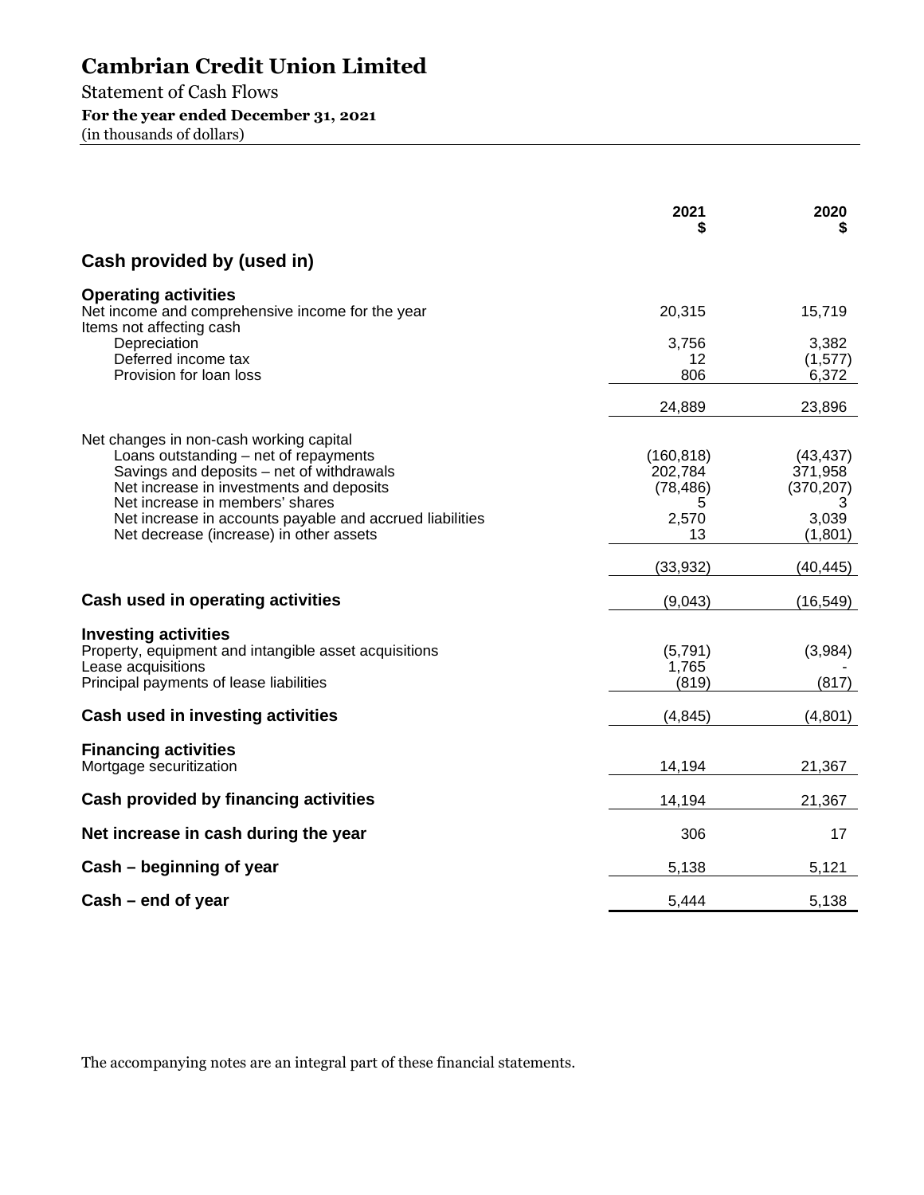# Cambrian Credit Union Limited

Statement of Cash Flows

**For the year ended December 31, 2021**

(in thousands of dollars)

| | 2021<br>$ | 2020<br>$ |
|---|---|---|
| **Cash provided by (used in)** | | |
| **Operating activities** | | |
| Net income and comprehensive income for the year | 20,315 | 15,719 |
| Items not affecting cash | | |
| Depreciation | 3,756 | 3,382 |
| Deferred income tax | 12 | (1,577) |
| Provision for loan loss | 806 | 6,372 |
| | 24,889 | 23,896 |
| Net changes in non-cash working capital | | |
| Loans outstanding – net of repayments | (160,818) | (43,437) |
| Savings and deposits – net of withdrawals | 202,784 | 371,958 |
| Net increase in investments and deposits | (78,486) | (370,207) |
| Net increase in members' shares | 5 | 3 |
| Net increase in accounts payable and accrued liabilities | 2,570 | 3,039 |
| Net decrease (increase) in other assets | 13 | (1,801) |
| | (33,932) | (40,445) |
| **Cash used in operating activities** | (9,043) | (16,549) |
| **Investing activities** | | |
| Property, equipment and intangible asset acquisitions | (5,791) | (3,984) |
| Lease acquisitions | 1,765 | - |
| Principal payments of lease liabilities | (819) | (817) |
| **Cash used in investing activities** | (4,845) | (4,801) |
| **Financing activities** | | |
| Mortgage securitization | 14,194 | 21,367 |
| **Cash provided by financing activities** | 14,194 | 21,367 |
| **Net increase in cash during the year** | 306 | 17 |
| **Cash – beginning of year** | 5,138 | 5,121 |
| **Cash – end of year** | 5,444 | 5,138 |

The accompanying notes are an integral part of these financial statements.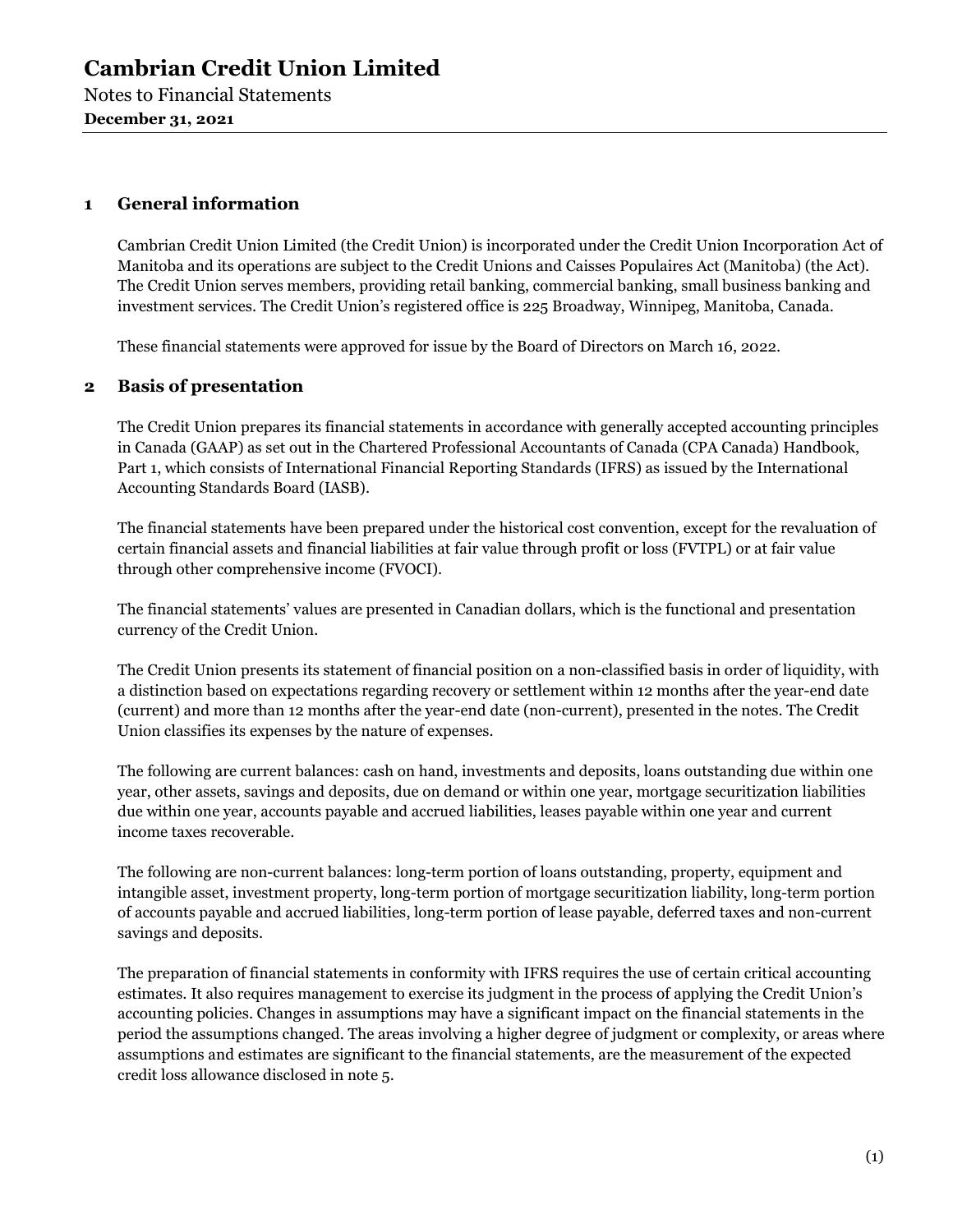# Cambrian Credit Union Limited

Notes to Financial Statements

**December 31, 2021**

## 1 General information

Cambrian Credit Union Limited (the Credit Union) is incorporated under the Credit Union Incorporation Act of Manitoba and its operations are subject to the Credit Unions and Caisses Populaires Act (Manitoba) (the Act). The Credit Union serves members, providing retail banking, commercial banking, small business banking and investment services. The Credit Union's registered office is 225 Broadway, Winnipeg, Manitoba, Canada.

These financial statements were approved for issue by the Board of Directors on March 16, 2022.

## 2 Basis of presentation

The Credit Union prepares its financial statements in accordance with generally accepted accounting principles in Canada (GAAP) as set out in the Chartered Professional Accountants of Canada (CPA Canada) Handbook, Part 1, which consists of International Financial Reporting Standards (IFRS) as issued by the International Accounting Standards Board (IASB).

The financial statements have been prepared under the historical cost convention, except for the revaluation of certain financial assets and financial liabilities at fair value through profit or loss (FVTPL) or at fair value through other comprehensive income (FVOCI).

The financial statements' values are presented in Canadian dollars, which is the functional and presentation currency of the Credit Union.

The Credit Union presents its statement of financial position on a non-classified basis in order of liquidity, with a distinction based on expectations regarding recovery or settlement within 12 months after the year-end date (current) and more than 12 months after the year-end date (non-current), presented in the notes. The Credit Union classifies its expenses by the nature of expenses.

The following are current balances: cash on hand, investments and deposits, loans outstanding due within one year, other assets, savings and deposits, due on demand or within one year, mortgage securitization liabilities due within one year, accounts payable and accrued liabilities, leases payable within one year and current income taxes recoverable.

The following are non-current balances: long-term portion of loans outstanding, property, equipment and intangible asset, investment property, long-term portion of mortgage securitization liability, long-term portion of accounts payable and accrued liabilities, long-term portion of lease payable, deferred taxes and non-current savings and deposits.

The preparation of financial statements in conformity with IFRS requires the use of certain critical accounting estimates. It also requires management to exercise its judgment in the process of applying the Credit Union's accounting policies. Changes in assumptions may have a significant impact on the financial statements in the period the assumptions changed. The areas involving a higher degree of judgment or complexity, or areas where assumptions and estimates are significant to the financial statements, are the measurement of the expected credit loss allowance disclosed in note 5.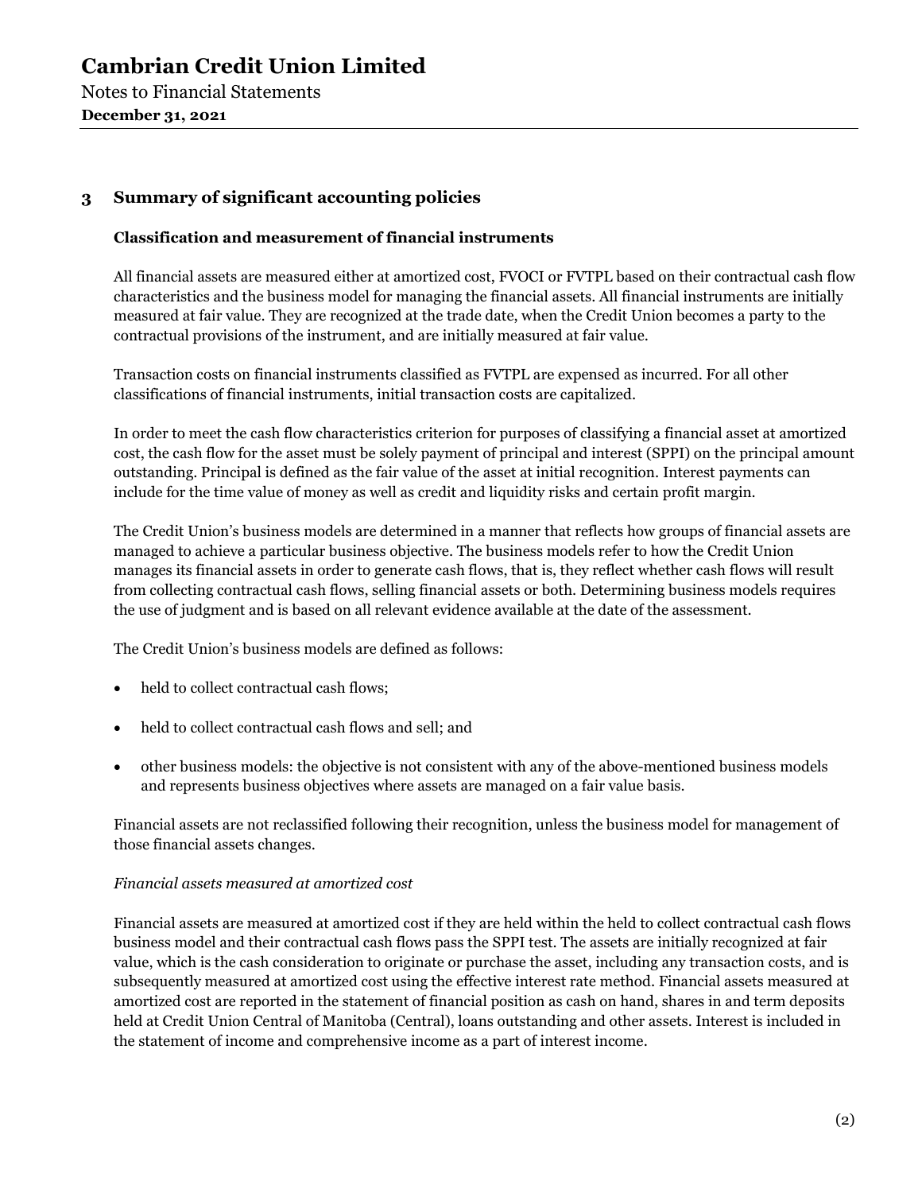## 3 Summary of significant accounting policies

### Classification and measurement of financial instruments

All financial assets are measured either at amortized cost, FVOCI or FVTPL based on their contractual cash flow characteristics and the business model for managing the financial assets. All financial instruments are initially measured at fair value. They are recognized at the trade date, when the Credit Union becomes a party to the contractual provisions of the instrument, and are initially measured at fair value.

Transaction costs on financial instruments classified as FVTPL are expensed as incurred. For all other classifications of financial instruments, initial transaction costs are capitalized.

In order to meet the cash flow characteristics criterion for purposes of classifying a financial asset at amortized cost, the cash flow for the asset must be solely payment of principal and interest (SPPI) on the principal amount outstanding. Principal is defined as the fair value of the asset at initial recognition. Interest payments can include for the time value of money as well as credit and liquidity risks and certain profit margin.

The Credit Union's business models are determined in a manner that reflects how groups of financial assets are managed to achieve a particular business objective. The business models refer to how the Credit Union manages its financial assets in order to generate cash flows, that is, they reflect whether cash flows will result from collecting contractual cash flows, selling financial assets or both. Determining business models requires the use of judgment and is based on all relevant evidence available at the date of the assessment.

The Credit Union's business models are defined as follows:

- held to collect contractual cash flows;
- held to collect contractual cash flows and sell; and
- other business models: the objective is not consistent with any of the above-mentioned business models and represents business objectives where assets are managed on a fair value basis.

Financial assets are not reclassified following their recognition, unless the business model for management of those financial assets changes.

*Financial assets measured at amortized cost*

Financial assets are measured at amortized cost if they are held within the held to collect contractual cash flows business model and their contractual cash flows pass the SPPI test. The assets are initially recognized at fair value, which is the cash consideration to originate or purchase the asset, including any transaction costs, and is subsequently measured at amortized cost using the effective interest rate method. Financial assets measured at amortized cost are reported in the statement of financial position as cash on hand, shares in and term deposits held at Credit Union Central of Manitoba (Central), loans outstanding and other assets. Interest is included in the statement of income and comprehensive income as a part of interest income.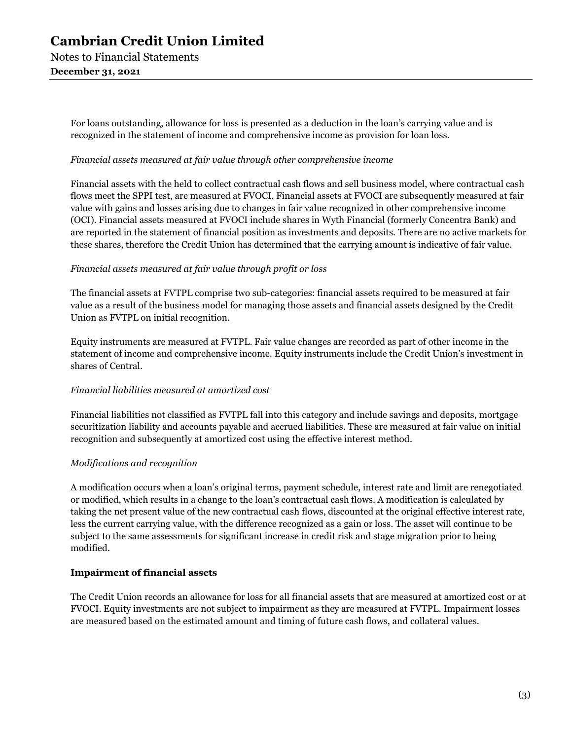For loans outstanding, allowance for loss is presented as a deduction in the loan's carrying value and is recognized in the statement of income and comprehensive income as provision for loan loss.

*Financial assets measured at fair value through other comprehensive income*

Financial assets with the held to collect contractual cash flows and sell business model, where contractual cash flows meet the SPPI test, are measured at FVOCI. Financial assets at FVOCI are subsequently measured at fair value with gains and losses arising due to changes in fair value recognized in other comprehensive income (OCI). Financial assets measured at FVOCI include shares in Wyth Financial (formerly Concentra Bank) and are reported in the statement of financial position as investments and deposits. There are no active markets for these shares, therefore the Credit Union has determined that the carrying amount is indicative of fair value.

*Financial assets measured at fair value through profit or loss*

The financial assets at FVTPL comprise two sub-categories: financial assets required to be measured at fair value as a result of the business model for managing those assets and financial assets designed by the Credit Union as FVTPL on initial recognition.

Equity instruments are measured at FVTPL. Fair value changes are recorded as part of other income in the statement of income and comprehensive income. Equity instruments include the Credit Union's investment in shares of Central.

*Financial liabilities measured at amortized cost*

Financial liabilities not classified as FVTPL fall into this category and include savings and deposits, mortgage securitization liability and accounts payable and accrued liabilities. These are measured at fair value on initial recognition and subsequently at amortized cost using the effective interest method.

*Modifications and recognition*

A modification occurs when a loan's original terms, payment schedule, interest rate and limit are renegotiated or modified, which results in a change to the loan's contractual cash flows. A modification is calculated by taking the net present value of the new contractual cash flows, discounted at the original effective interest rate, less the current carrying value, with the difference recognized as a gain or loss. The asset will continue to be subject to the same assessments for significant increase in credit risk and stage migration prior to being modified.

**Impairment of financial assets**

The Credit Union records an allowance for loss for all financial assets that are measured at amortized cost or at FVOCI. Equity investments are not subject to impairment as they are measured at FVTPL. Impairment losses are measured based on the estimated amount and timing of future cash flows, and collateral values.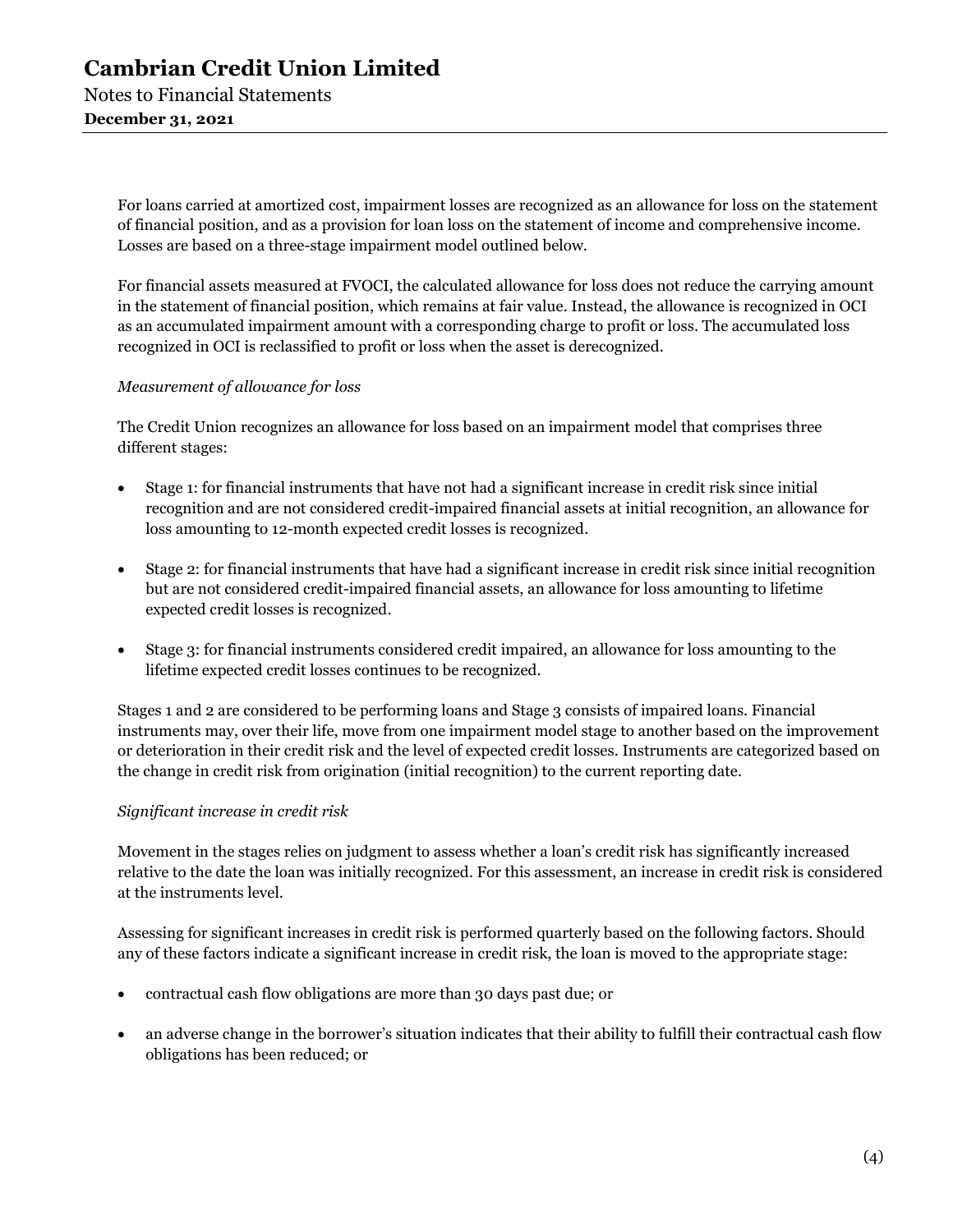For loans carried at amortized cost, impairment losses are recognized as an allowance for loss on the statement of financial position, and as a provision for loan loss on the statement of income and comprehensive income. Losses are based on a three-stage impairment model outlined below.

For financial assets measured at FVOCI, the calculated allowance for loss does not reduce the carrying amount in the statement of financial position, which remains at fair value. Instead, the allowance is recognized in OCI as an accumulated impairment amount with a corresponding charge to profit or loss. The accumulated loss recognized in OCI is reclassified to profit or loss when the asset is derecognized.

*Measurement of allowance for loss*

The Credit Union recognizes an allowance for loss based on an impairment model that comprises three different stages:

- Stage 1: for financial instruments that have not had a significant increase in credit risk since initial recognition and are not considered credit-impaired financial assets at initial recognition, an allowance for loss amounting to 12-month expected credit losses is recognized.
- Stage 2: for financial instruments that have had a significant increase in credit risk since initial recognition but are not considered credit-impaired financial assets, an allowance for loss amounting to lifetime expected credit losses is recognized.
- Stage 3: for financial instruments considered credit impaired, an allowance for loss amounting to the lifetime expected credit losses continues to be recognized.

Stages 1 and 2 are considered to be performing loans and Stage 3 consists of impaired loans. Financial instruments may, over their life, move from one impairment model stage to another based on the improvement or deterioration in their credit risk and the level of expected credit losses. Instruments are categorized based on the change in credit risk from origination (initial recognition) to the current reporting date.

*Significant increase in credit risk*

Movement in the stages relies on judgment to assess whether a loan's credit risk has significantly increased relative to the date the loan was initially recognized. For this assessment, an increase in credit risk is considered at the instruments level.

Assessing for significant increases in credit risk is performed quarterly based on the following factors. Should any of these factors indicate a significant increase in credit risk, the loan is moved to the appropriate stage:

- contractual cash flow obligations are more than 30 days past due; or
- an adverse change in the borrower's situation indicates that their ability to fulfill their contractual cash flow obligations has been reduced; or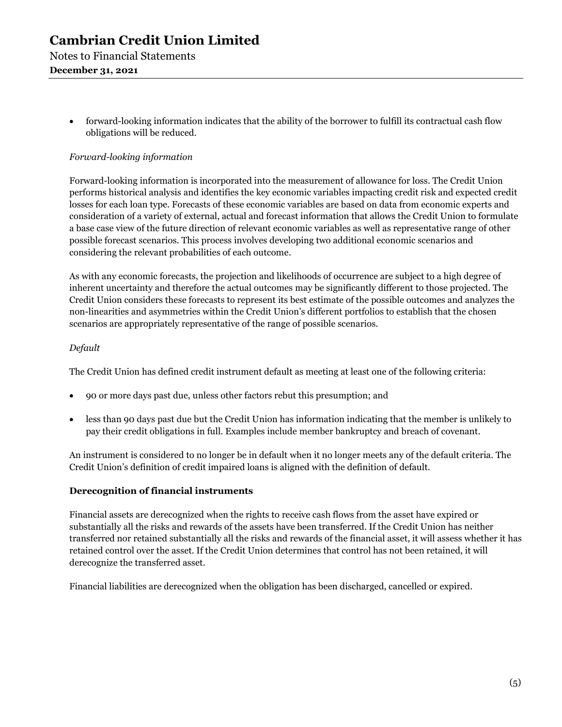- forward-looking information indicates that the ability of the borrower to fulfill its contractual cash flow obligations will be reduced.

*Forward-looking information*

Forward-looking information is incorporated into the measurement of allowance for loss. The Credit Union performs historical analysis and identifies the key economic variables impacting credit risk and expected credit losses for each loan type. Forecasts of these economic variables are based on data from economic experts and consideration of a variety of external, actual and forecast information that allows the Credit Union to formulate a base case view of the future direction of relevant economic variables as well as representative range of other possible forecast scenarios. This process involves developing two additional economic scenarios and considering the relevant probabilities of each outcome.

As with any economic forecasts, the projection and likelihoods of occurrence are subject to a high degree of inherent uncertainty and therefore the actual outcomes may be significantly different to those projected. The Credit Union considers these forecasts to represent its best estimate of the possible outcomes and analyzes the non-linearities and asymmetries within the Credit Union's different portfolios to establish that the chosen scenarios are appropriately representative of the range of possible scenarios.

*Default*

The Credit Union has defined credit instrument default as meeting at least one of the following criteria:

- 90 or more days past due, unless other factors rebut this presumption; and
- less than 90 days past due but the Credit Union has information indicating that the member is unlikely to pay their credit obligations in full. Examples include member bankruptcy and breach of covenant.

An instrument is considered to no longer be in default when it no longer meets any of the default criteria. The Credit Union's definition of credit impaired loans is aligned with the definition of default.

**Derecognition of financial instruments**

Financial assets are derecognized when the rights to receive cash flows from the asset have expired or substantially all the risks and rewards of the assets have been transferred. If the Credit Union has neither transferred nor retained substantially all the risks and rewards of the financial asset, it will assess whether it has retained control over the asset. If the Credit Union determines that control has not been retained, it will derecognize the transferred asset.

Financial liabilities are derecognized when the obligation has been discharged, cancelled or expired.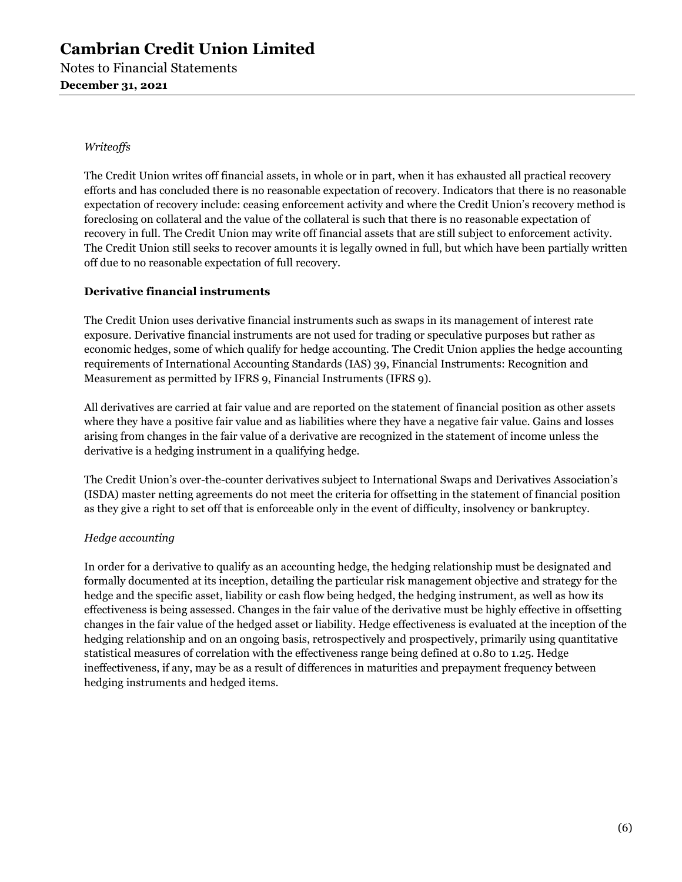*Writeoffs*

The Credit Union writes off financial assets, in whole or in part, when it has exhausted all practical recovery efforts and has concluded there is no reasonable expectation of recovery. Indicators that there is no reasonable expectation of recovery include: ceasing enforcement activity and where the Credit Union's recovery method is foreclosing on collateral and the value of the collateral is such that there is no reasonable expectation of recovery in full. The Credit Union may write off financial assets that are still subject to enforcement activity. The Credit Union still seeks to recover amounts it is legally owned in full, but which have been partially written off due to no reasonable expectation of full recovery.

**Derivative financial instruments**

The Credit Union uses derivative financial instruments such as swaps in its management of interest rate exposure. Derivative financial instruments are not used for trading or speculative purposes but rather as economic hedges, some of which qualify for hedge accounting. The Credit Union applies the hedge accounting requirements of International Accounting Standards (IAS) 39, Financial Instruments: Recognition and Measurement as permitted by IFRS 9, Financial Instruments (IFRS 9).

All derivatives are carried at fair value and are reported on the statement of financial position as other assets where they have a positive fair value and as liabilities where they have a negative fair value. Gains and losses arising from changes in the fair value of a derivative are recognized in the statement of income unless the derivative is a hedging instrument in a qualifying hedge.

The Credit Union's over-the-counter derivatives subject to International Swaps and Derivatives Association's (ISDA) master netting agreements do not meet the criteria for offsetting in the statement of financial position as they give a right to set off that is enforceable only in the event of difficulty, insolvency or bankruptcy.

*Hedge accounting*

In order for a derivative to qualify as an accounting hedge, the hedging relationship must be designated and formally documented at its inception, detailing the particular risk management objective and strategy for the hedge and the specific asset, liability or cash flow being hedged, the hedging instrument, as well as how its effectiveness is being assessed. Changes in the fair value of the derivative must be highly effective in offsetting changes in the fair value of the hedged asset or liability. Hedge effectiveness is evaluated at the inception of the hedging relationship and on an ongoing basis, retrospectively and prospectively, primarily using quantitative statistical measures of correlation with the effectiveness range being defined at 0.80 to 1.25. Hedge ineffectiveness, if any, may be as a result of differences in maturities and prepayment frequency between hedging instruments and hedged items.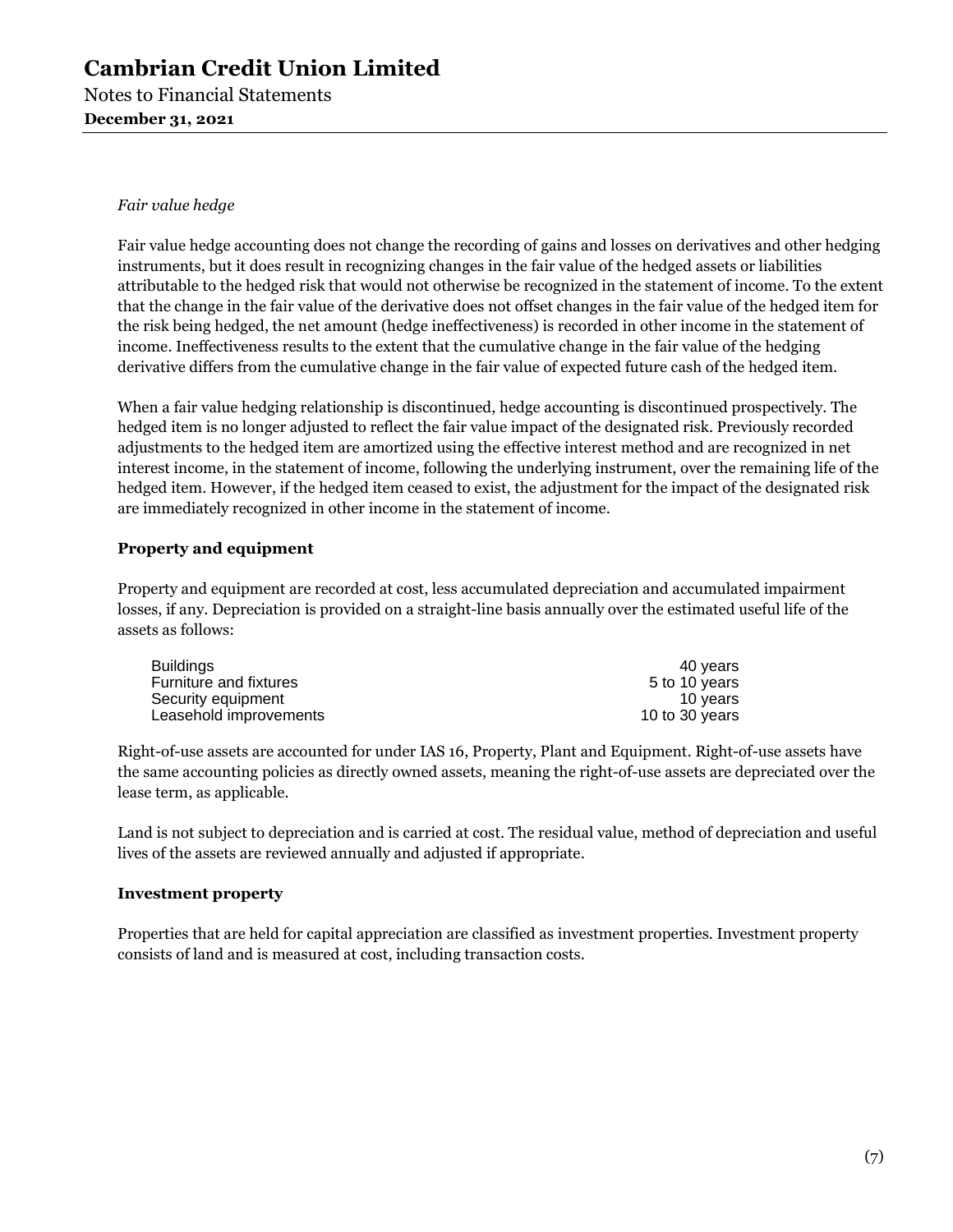*Fair value hedge*

Fair value hedge accounting does not change the recording of gains and losses on derivatives and other hedging instruments, but it does result in recognizing changes in the fair value of the hedged assets or liabilities attributable to the hedged risk that would not otherwise be recognized in the statement of income. To the extent that the change in the fair value of the derivative does not offset changes in the fair value of the hedged item for the risk being hedged, the net amount (hedge ineffectiveness) is recorded in other income in the statement of income. Ineffectiveness results to the extent that the cumulative change in the fair value of the hedging derivative differs from the cumulative change in the fair value of expected future cash of the hedged item.

When a fair value hedging relationship is discontinued, hedge accounting is discontinued prospectively. The hedged item is no longer adjusted to reflect the fair value impact of the designated risk. Previously recorded adjustments to the hedged item are amortized using the effective interest method and are recognized in net interest income, in the statement of income, following the underlying instrument, over the remaining life of the hedged item. However, if the hedged item ceased to exist, the adjustment for the impact of the designated risk are immediately recognized in other income in the statement of income.

**Property and equipment**

Property and equipment are recorded at cost, less accumulated depreciation and accumulated impairment losses, if any. Depreciation is provided on a straight-line basis annually over the estimated useful life of the assets as follows:

| | |
|---|---|
| Buildings | 40 years |
| Furniture and fixtures | 5 to 10 years |
| Security equipment | 10 years |
| Leasehold improvements | 10 to 30 years |

Right-of-use assets are accounted for under IAS 16, Property, Plant and Equipment. Right-of-use assets have the same accounting policies as directly owned assets, meaning the right-of-use assets are depreciated over the lease term, as applicable.

Land is not subject to depreciation and is carried at cost. The residual value, method of depreciation and useful lives of the assets are reviewed annually and adjusted if appropriate.

**Investment property**

Properties that are held for capital appreciation are classified as investment properties. Investment property consists of land and is measured at cost, including transaction costs.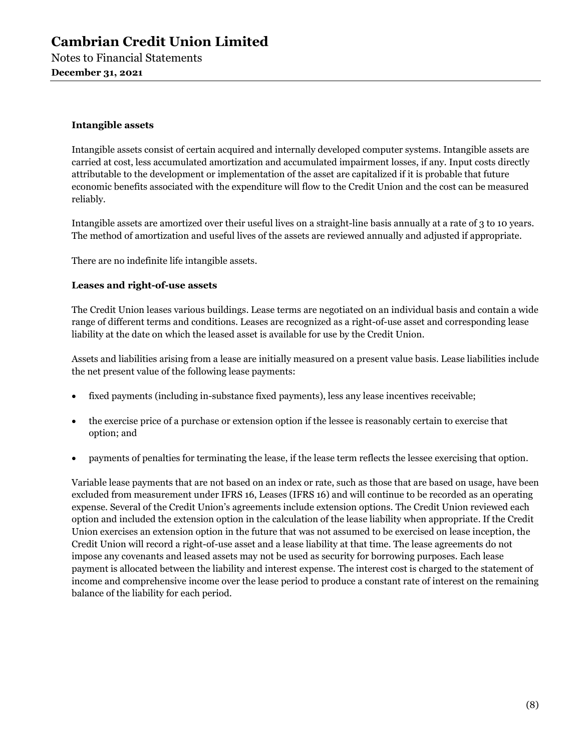### Intangible assets

Intangible assets consist of certain acquired and internally developed computer systems. Intangible assets are carried at cost, less accumulated amortization and accumulated impairment losses, if any. Input costs directly attributable to the development or implementation of the asset are capitalized if it is probable that future economic benefits associated with the expenditure will flow to the Credit Union and the cost can be measured reliably.

Intangible assets are amortized over their useful lives on a straight-line basis annually at a rate of 3 to 10 years. The method of amortization and useful lives of the assets are reviewed annually and adjusted if appropriate.

There are no indefinite life intangible assets.

### Leases and right-of-use assets

The Credit Union leases various buildings. Lease terms are negotiated on an individual basis and contain a wide range of different terms and conditions. Leases are recognized as a right-of-use asset and corresponding lease liability at the date on which the leased asset is available for use by the Credit Union.

Assets and liabilities arising from a lease are initially measured on a present value basis. Lease liabilities include the net present value of the following lease payments:

- fixed payments (including in-substance fixed payments), less any lease incentives receivable;
- the exercise price of a purchase or extension option if the lessee is reasonably certain to exercise that option; and
- payments of penalties for terminating the lease, if the lease term reflects the lessee exercising that option.

Variable lease payments that are not based on an index or rate, such as those that are based on usage, have been excluded from measurement under IFRS 16, Leases (IFRS 16) and will continue to be recorded as an operating expense. Several of the Credit Union's agreements include extension options. The Credit Union reviewed each option and included the extension option in the calculation of the lease liability when appropriate. If the Credit Union exercises an extension option in the future that was not assumed to be exercised on lease inception, the Credit Union will record a right-of-use asset and a lease liability at that time. The lease agreements do not impose any covenants and leased assets may not be used as security for borrowing purposes. Each lease payment is allocated between the liability and interest expense. The interest cost is charged to the statement of income and comprehensive income over the lease period to produce a constant rate of interest on the remaining balance of the liability for each period.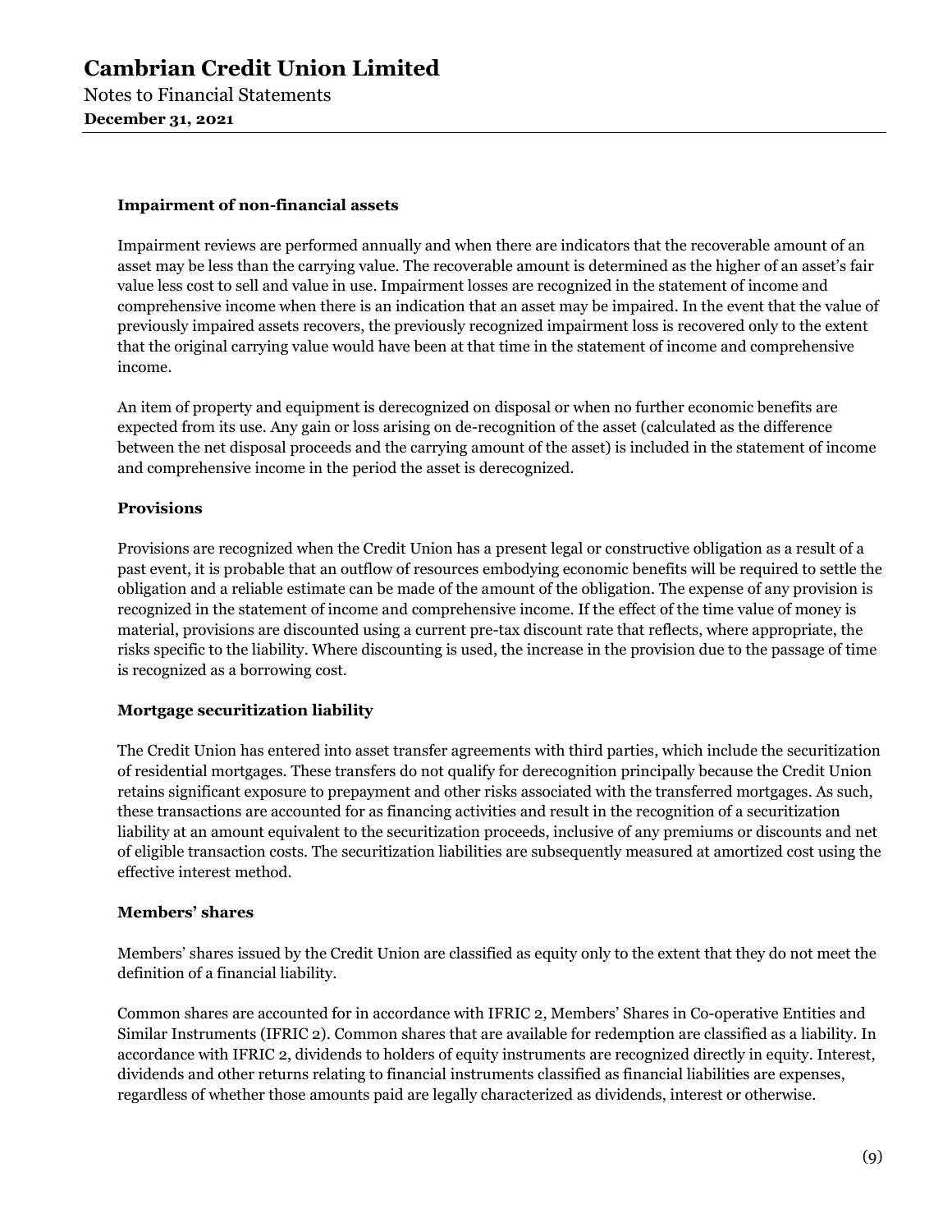### Impairment of non-financial assets

Impairment reviews are performed annually and when there are indicators that the recoverable amount of an asset may be less than the carrying value. The recoverable amount is determined as the higher of an asset's fair value less cost to sell and value in use. Impairment losses are recognized in the statement of income and comprehensive income when there is an indication that an asset may be impaired. In the event that the value of previously impaired assets recovers, the previously recognized impairment loss is recovered only to the extent that the original carrying value would have been at that time in the statement of income and comprehensive income.

An item of property and equipment is derecognized on disposal or when no further economic benefits are expected from its use. Any gain or loss arising on de-recognition of the asset (calculated as the difference between the net disposal proceeds and the carrying amount of the asset) is included in the statement of income and comprehensive income in the period the asset is derecognized.

### Provisions

Provisions are recognized when the Credit Union has a present legal or constructive obligation as a result of a past event, it is probable that an outflow of resources embodying economic benefits will be required to settle the obligation and a reliable estimate can be made of the amount of the obligation. The expense of any provision is recognized in the statement of income and comprehensive income. If the effect of the time value of money is material, provisions are discounted using a current pre-tax discount rate that reflects, where appropriate, the risks specific to the liability. Where discounting is used, the increase in the provision due to the passage of time is recognized as a borrowing cost.

### Mortgage securitization liability

The Credit Union has entered into asset transfer agreements with third parties, which include the securitization of residential mortgages. These transfers do not qualify for derecognition principally because the Credit Union retains significant exposure to prepayment and other risks associated with the transferred mortgages. As such, these transactions are accounted for as financing activities and result in the recognition of a securitization liability at an amount equivalent to the securitization proceeds, inclusive of any premiums or discounts and net of eligible transaction costs. The securitization liabilities are subsequently measured at amortized cost using the effective interest method.

### Members' shares

Members' shares issued by the Credit Union are classified as equity only to the extent that they do not meet the definition of a financial liability.

Common shares are accounted for in accordance with IFRIC 2, Members' Shares in Co-operative Entities and Similar Instruments (IFRIC 2). Common shares that are available for redemption are classified as a liability. In accordance with IFRIC 2, dividends to holders of equity instruments are recognized directly in equity. Interest, dividends and other returns relating to financial instruments classified as financial liabilities are expenses, regardless of whether those amounts paid are legally characterized as dividends, interest or otherwise.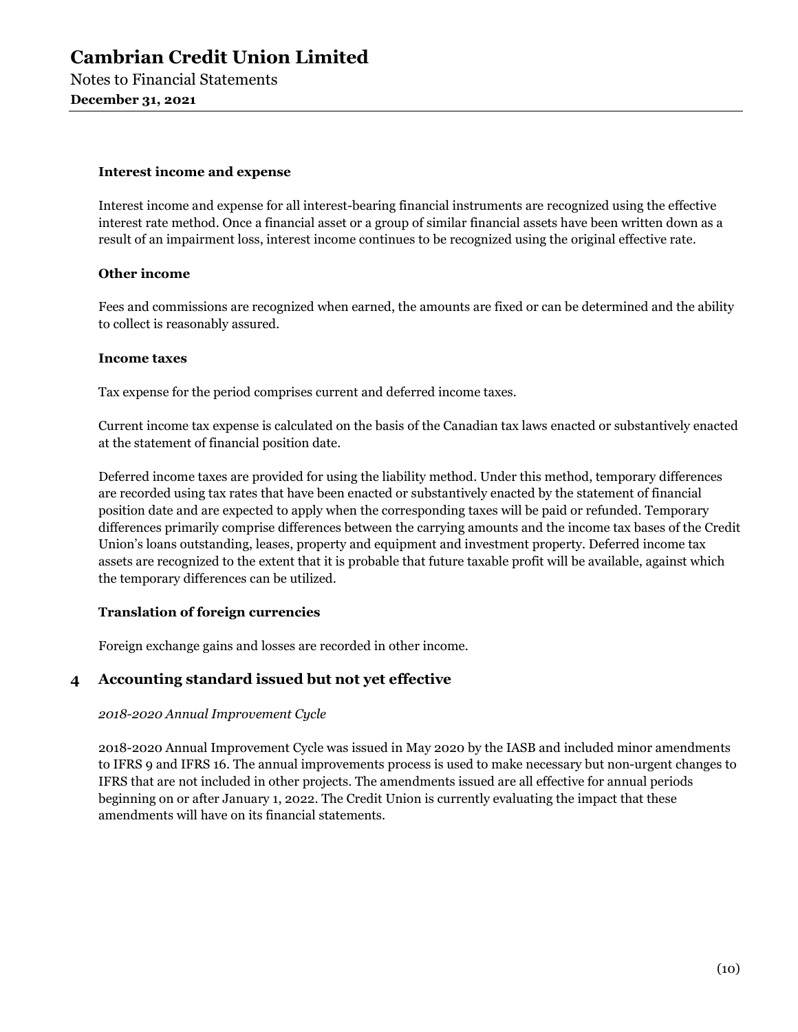#### Interest income and expense

Interest income and expense for all interest-bearing financial instruments are recognized using the effective interest rate method. Once a financial asset or a group of similar financial assets have been written down as a result of an impairment loss, interest income continues to be recognized using the original effective rate.

#### Other income

Fees and commissions are recognized when earned, the amounts are fixed or can be determined and the ability to collect is reasonably assured.

#### Income taxes

Tax expense for the period comprises current and deferred income taxes.

Current income tax expense is calculated on the basis of the Canadian tax laws enacted or substantively enacted at the statement of financial position date.

Deferred income taxes are provided for using the liability method. Under this method, temporary differences are recorded using tax rates that have been enacted or substantively enacted by the statement of financial position date and are expected to apply when the corresponding taxes will be paid or refunded. Temporary differences primarily comprise differences between the carrying amounts and the income tax bases of the Credit Union's loans outstanding, leases, property and equipment and investment property. Deferred income tax assets are recognized to the extent that it is probable that future taxable profit will be available, against which the temporary differences can be utilized.

#### Translation of foreign currencies

Foreign exchange gains and losses are recorded in other income.

## 4 Accounting standard issued but not yet effective

*2018-2020 Annual Improvement Cycle*

2018-2020 Annual Improvement Cycle was issued in May 2020 by the IASB and included minor amendments to IFRS 9 and IFRS 16. The annual improvements process is used to make necessary but non-urgent changes to IFRS that are not included in other projects. The amendments issued are all effective for annual periods beginning on or after January 1, 2022. The Credit Union is currently evaluating the impact that these amendments will have on its financial statements.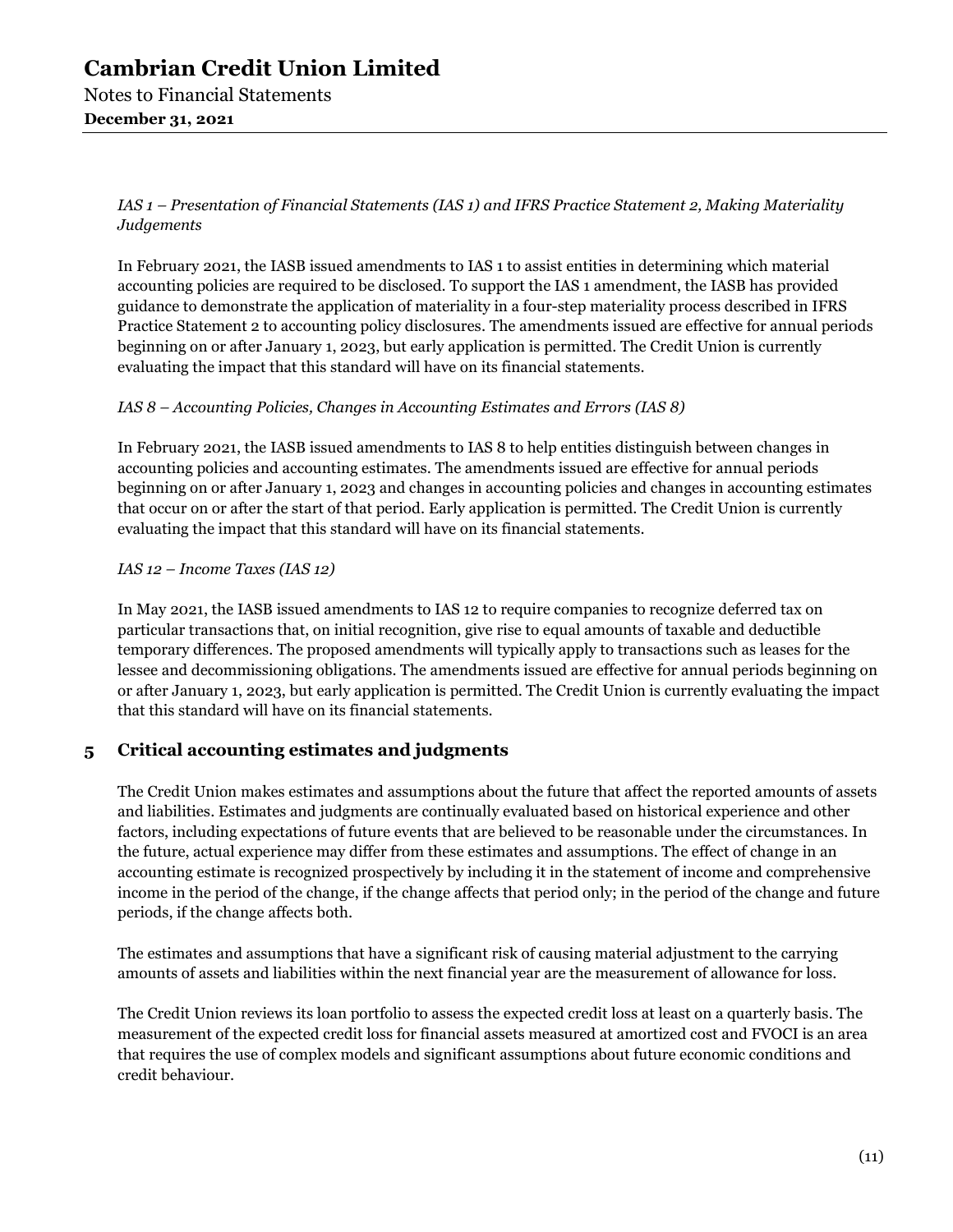*IAS 1 – Presentation of Financial Statements (IAS 1) and IFRS Practice Statement 2, Making Materiality Judgements*

In February 2021, the IASB issued amendments to IAS 1 to assist entities in determining which material accounting policies are required to be disclosed. To support the IAS 1 amendment, the IASB has provided guidance to demonstrate the application of materiality in a four-step materiality process described in IFRS Practice Statement 2 to accounting policy disclosures. The amendments issued are effective for annual periods beginning on or after January 1, 2023, but early application is permitted. The Credit Union is currently evaluating the impact that this standard will have on its financial statements.

*IAS 8 – Accounting Policies, Changes in Accounting Estimates and Errors (IAS 8)*

In February 2021, the IASB issued amendments to IAS 8 to help entities distinguish between changes in accounting policies and accounting estimates. The amendments issued are effective for annual periods beginning on or after January 1, 2023 and changes in accounting policies and changes in accounting estimates that occur on or after the start of that period. Early application is permitted. The Credit Union is currently evaluating the impact that this standard will have on its financial statements.

*IAS 12 – Income Taxes (IAS 12)*

In May 2021, the IASB issued amendments to IAS 12 to require companies to recognize deferred tax on particular transactions that, on initial recognition, give rise to equal amounts of taxable and deductible temporary differences. The proposed amendments will typically apply to transactions such as leases for the lessee and decommissioning obligations. The amendments issued are effective for annual periods beginning on or after January 1, 2023, but early application is permitted. The Credit Union is currently evaluating the impact that this standard will have on its financial statements.

## 5 Critical accounting estimates and judgments

The Credit Union makes estimates and assumptions about the future that affect the reported amounts of assets and liabilities. Estimates and judgments are continually evaluated based on historical experience and other factors, including expectations of future events that are believed to be reasonable under the circumstances. In the future, actual experience may differ from these estimates and assumptions. The effect of change in an accounting estimate is recognized prospectively by including it in the statement of income and comprehensive income in the period of the change, if the change affects that period only; in the period of the change and future periods, if the change affects both.

The estimates and assumptions that have a significant risk of causing material adjustment to the carrying amounts of assets and liabilities within the next financial year are the measurement of allowance for loss.

The Credit Union reviews its loan portfolio to assess the expected credit loss at least on a quarterly basis. The measurement of the expected credit loss for financial assets measured at amortized cost and FVOCI is an area that requires the use of complex models and significant assumptions about future economic conditions and credit behaviour.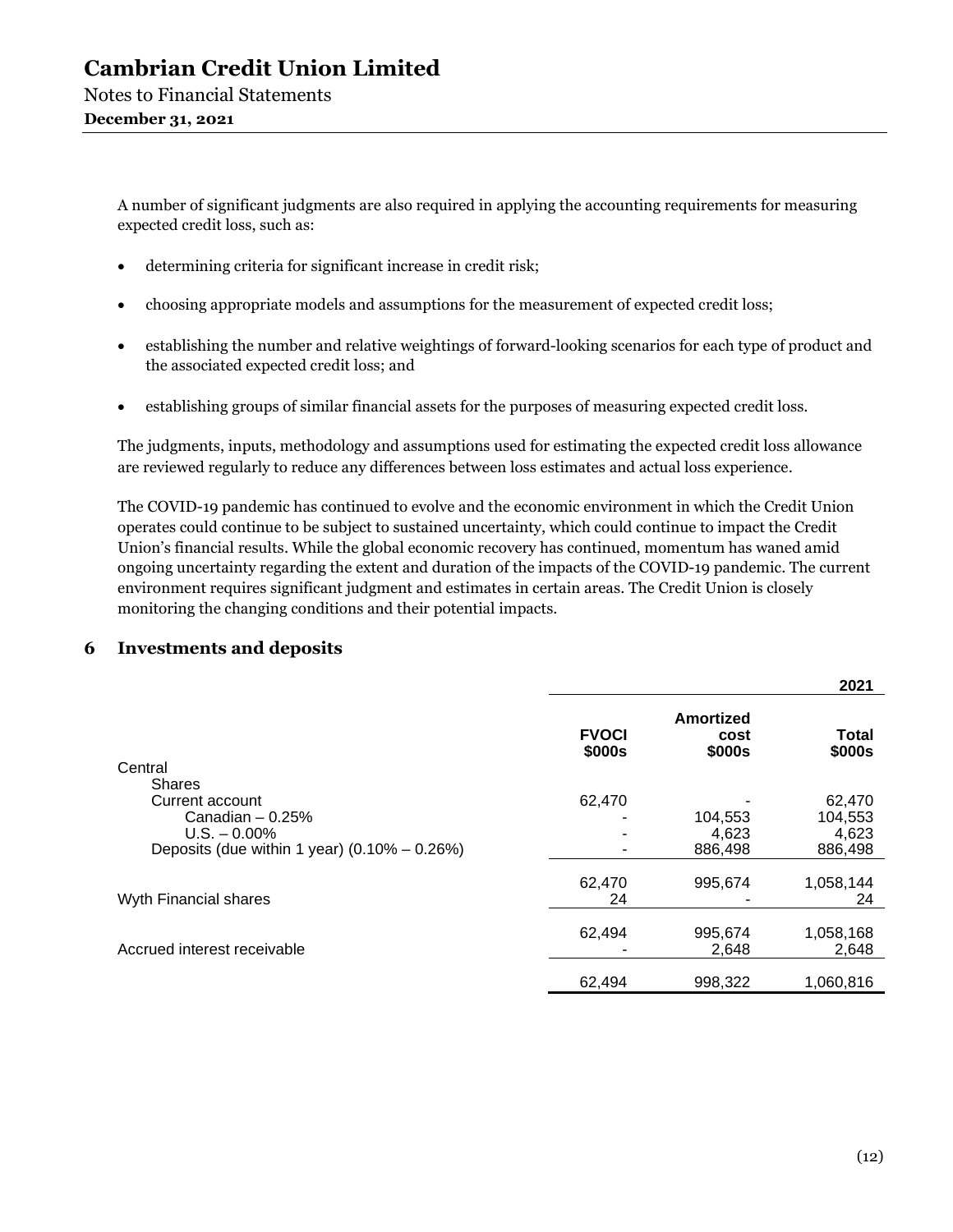A number of significant judgments are also required in applying the accounting requirements for measuring expected credit loss, such as:

- determining criteria for significant increase in credit risk;
- choosing appropriate models and assumptions for the measurement of expected credit loss;
- establishing the number and relative weightings of forward-looking scenarios for each type of product and the associated expected credit loss; and
- establishing groups of similar financial assets for the purposes of measuring expected credit loss.

The judgments, inputs, methodology and assumptions used for estimating the expected credit loss allowance are reviewed regularly to reduce any differences between loss estimates and actual loss experience.

The COVID-19 pandemic has continued to evolve and the economic environment in which the Credit Union operates could continue to be subject to sustained uncertainty, which could continue to impact the Credit Union's financial results. While the global economic recovery has continued, momentum has waned amid ongoing uncertainty regarding the extent and duration of the impacts of the COVID-19 pandemic. The current environment requires significant judgment and estimates in certain areas. The Credit Union is closely monitoring the changing conditions and their potential impacts.

## 6 Investments and deposits

| | | | 2021 |
|---|---|---|---|
| | **FVOCI $000s** | **Amortized cost $000s** | **Total $000s** |
| Central | | | |
| Shares | | | |
| Current account | 62,470 | - | 62,470 |
| Canadian – 0.25% | - | 104,553 | 104,553 |
| U.S. – 0.00% | - | 4,623 | 4,623 |
| Deposits (due within 1 year) (0.10% – 0.26%) | - | 886,498 | 886,498 |
| | 62,470 | 995,674 | 1,058,144 |
| Wyth Financial shares | 24 | - | 24 |
| | 62,494 | 995,674 | 1,058,168 |
| Accrued interest receivable | - | 2,648 | 2,648 |
| | 62,494 | 998,322 | 1,060,816 |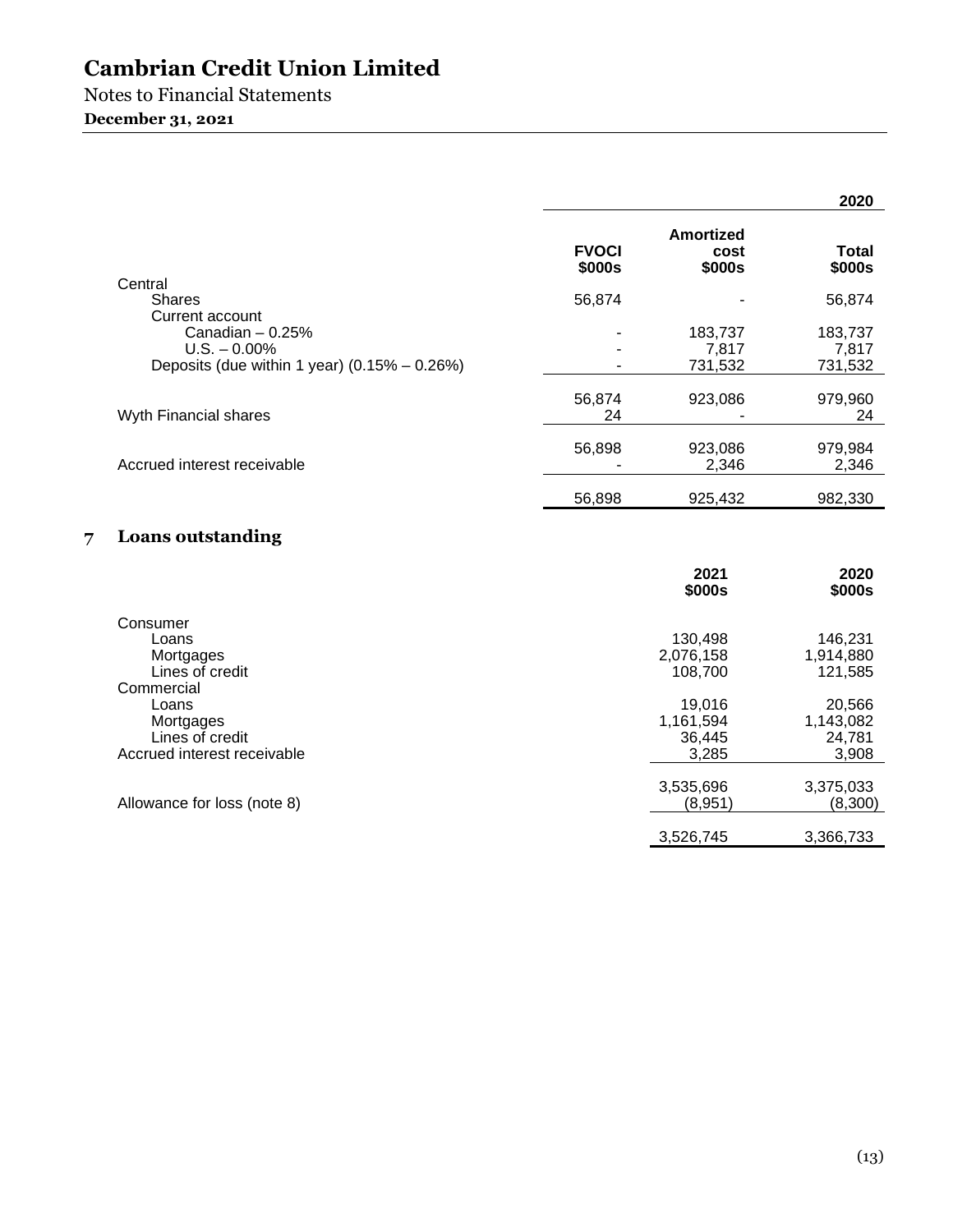|  | 2020 | | |
|---|---|---|---|
|  | FVOCI $000s | Amortized cost $000s | Total $000s |
| Central | | | |
| Shares | 56,874 | - | 56,874 |
| Current account | | | |
| Canadian – 0.25% | - | 183,737 | 183,737 |
| U.S. – 0.00% | - | 7,817 | 7,817 |
| Deposits (due within 1 year) (0.15% – 0.26%) | - | 731,532 | 731,532 |
|  | 56,874 | 923,086 | 979,960 |
| Wyth Financial shares | 24 | - | 24 |
|  | 56,898 | 923,086 | 979,984 |
| Accrued interest receivable | - | 2,346 | 2,346 |
|  | 56,898 | 925,432 | 982,330 |

## 7 Loans outstanding

|  | 2021 $000s | 2020 $000s |
|---|---|---|
| Consumer | | |
| Loans | 130,498 | 146,231 |
| Mortgages | 2,076,158 | 1,914,880 |
| Lines of credit | 108,700 | 121,585 |
| Commercial | | |
| Loans | 19,016 | 20,566 |
| Mortgages | 1,161,594 | 1,143,082 |
| Lines of credit | 36,445 | 24,781 |
| Accrued interest receivable | 3,285 | 3,908 |
|  | 3,535,696 | 3,375,033 |
| Allowance for loss (note 8) | (8,951) | (8,300) |
|  | 3,526,745 | 3,366,733 |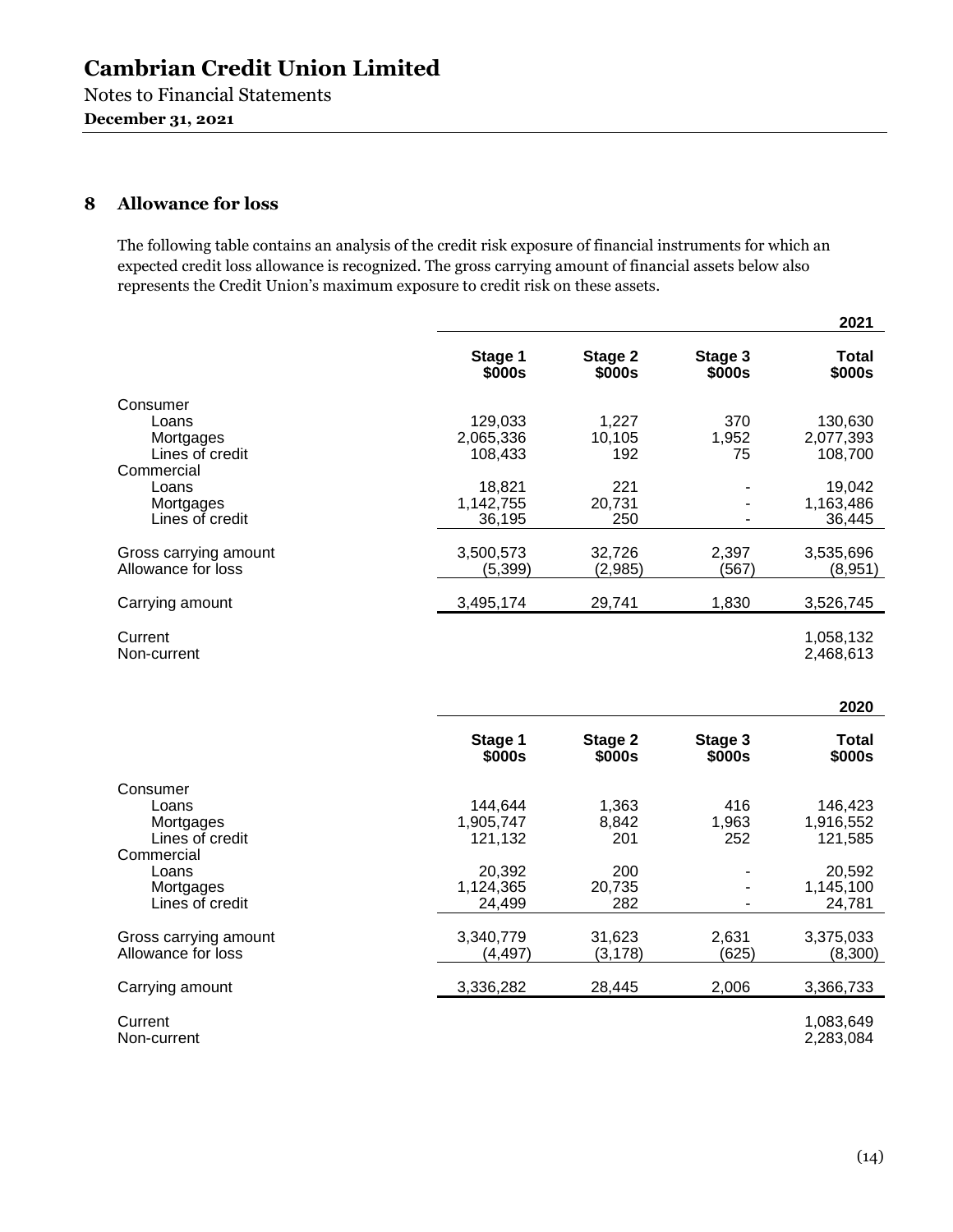# Cambrian Credit Union Limited

Notes to Financial Statements

**December 31, 2021**

## 8 Allowance for loss

The following table contains an analysis of the credit risk exposure of financial instruments for which an expected credit loss allowance is recognized. The gross carrying amount of financial assets below also represents the Credit Union's maximum exposure to credit risk on these assets.

| | | | | **2021** |
|---|---|---|---|---|
| | **Stage 1 $000s** | **Stage 2 $000s** | **Stage 3 $000s** | **Total $000s** |
| Consumer | | | | |
| Loans | 129,033 | 1,227 | 370 | 130,630 |
| Mortgages | 2,065,336 | 10,105 | 1,952 | 2,077,393 |
| Lines of credit | 108,433 | 192 | 75 | 108,700 |
| Commercial | | | | |
| Loans | 18,821 | 221 | - | 19,042 |
| Mortgages | 1,142,755 | 20,731 | - | 1,163,486 |
| Lines of credit | 36,195 | 250 | - | 36,445 |
| Gross carrying amount | 3,500,573 | 32,726 | 2,397 | 3,535,696 |
| Allowance for loss | (5,399) | (2,985) | (567) | (8,951) |
| Carrying amount | 3,495,174 | 29,741 | 1,830 | 3,526,745 |
| Current | | | | 1,058,132 |
| Non-current | | | | 2,468,613 |

| | | | | **2020** |
|---|---|---|---|---|
| | **Stage 1 $000s** | **Stage 2 $000s** | **Stage 3 $000s** | **Total $000s** |
| Consumer | | | | |
| Loans | 144,644 | 1,363 | 416 | 146,423 |
| Mortgages | 1,905,747 | 8,842 | 1,963 | 1,916,552 |
| Lines of credit | 121,132 | 201 | 252 | 121,585 |
| Commercial | | | | |
| Loans | 20,392 | 200 | - | 20,592 |
| Mortgages | 1,124,365 | 20,735 | - | 1,145,100 |
| Lines of credit | 24,499 | 282 | - | 24,781 |
| Gross carrying amount | 3,340,779 | 31,623 | 2,631 | 3,375,033 |
| Allowance for loss | (4,497) | (3,178) | (625) | (8,300) |
| Carrying amount | 3,336,282 | 28,445 | 2,006 | 3,366,733 |
| Current | | | | 1,083,649 |
| Non-current | | | | 2,283,084 |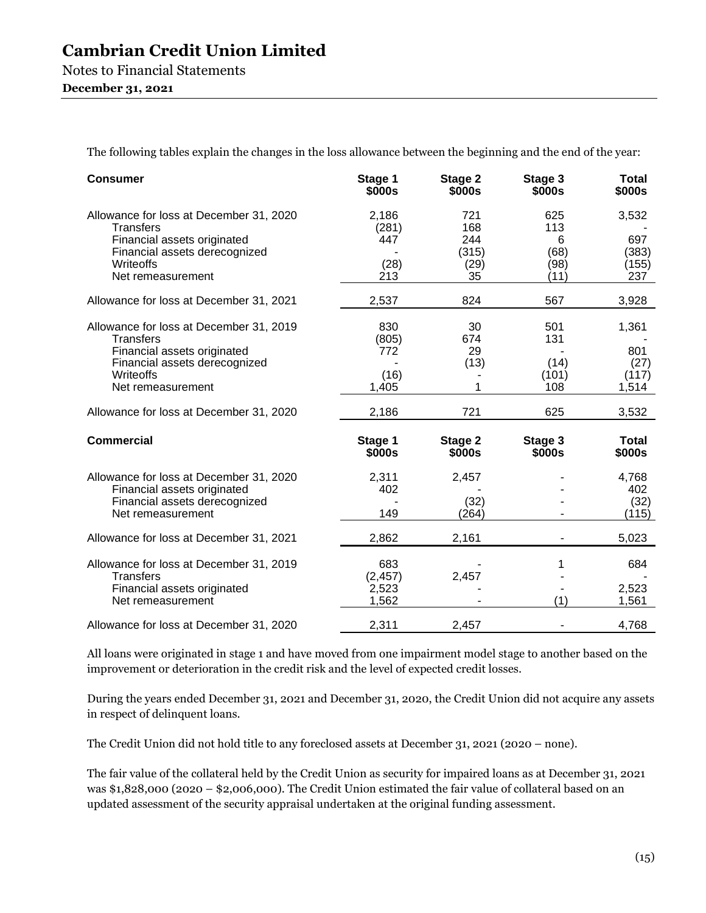The following tables explain the changes in the loss allowance between the beginning and the end of the year:

| Consumer | Stage 1 $000s | Stage 2 $000s | Stage 3 $000s | Total $000s |
|---|---|---|---|---|
| Allowance for loss at December 31, 2020 | 2,186 | 721 | 625 | 3,532 |
| Transfers | (281) | 168 | 113 | - |
| Financial assets originated | 447 | 244 | 6 | 697 |
| Financial assets derecognized | - | (315) | (68) | (383) |
| Writeoffs | (28) | (29) | (98) | (155) |
| Net remeasurement | 213 | 35 | (11) | 237 |
| Allowance for loss at December 31, 2021 | 2,537 | 824 | 567 | 3,928 |
| Allowance for loss at December 31, 2019 | 830 | 30 | 501 | 1,361 |
| Transfers | (805) | 674 | 131 | - |
| Financial assets originated | 772 | 29 | - | 801 |
| Financial assets derecognized | - | (13) | (14) | (27) |
| Writeoffs | (16) | - | (101) | (117) |
| Net remeasurement | 1,405 | 1 | 108 | 1,514 |
| Allowance for loss at December 31, 2020 | 2,186 | 721 | 625 | 3,532 |

| Commercial | Stage 1 $000s | Stage 2 $000s | Stage 3 $000s | Total $000s |
|---|---|---|---|---|
| Allowance for loss at December 31, 2020 | 2,311 | 2,457 | - | 4,768 |
| Financial assets originated | 402 | - | - | 402 |
| Financial assets derecognized | - | (32) | - | (32) |
| Net remeasurement | 149 | (264) | - | (115) |
| Allowance for loss at December 31, 2021 | 2,862 | 2,161 | - | 5,023 |
| Allowance for loss at December 31, 2019 | 683 | - | 1 | 684 |
| Transfers | (2,457) | 2,457 | - | - |
| Financial assets originated | 2,523 | - | - | 2,523 |
| Net remeasurement | 1,562 | - | (1) | 1,561 |
| Allowance for loss at December 31, 2020 | 2,311 | 2,457 | - | 4,768 |

All loans were originated in stage 1 and have moved from one impairment model stage to another based on the improvement or deterioration in the credit risk and the level of expected credit losses.

During the years ended December 31, 2021 and December 31, 2020, the Credit Union did not acquire any assets in respect of delinquent loans.

The Credit Union did not hold title to any foreclosed assets at December 31, 2021 (2020 – none).

The fair value of the collateral held by the Credit Union as security for impaired loans as at December 31, 2021 was $1,828,000 (2020 – $2,006,000). The Credit Union estimated the fair value of collateral based on an updated assessment of the security appraisal undertaken at the original funding assessment.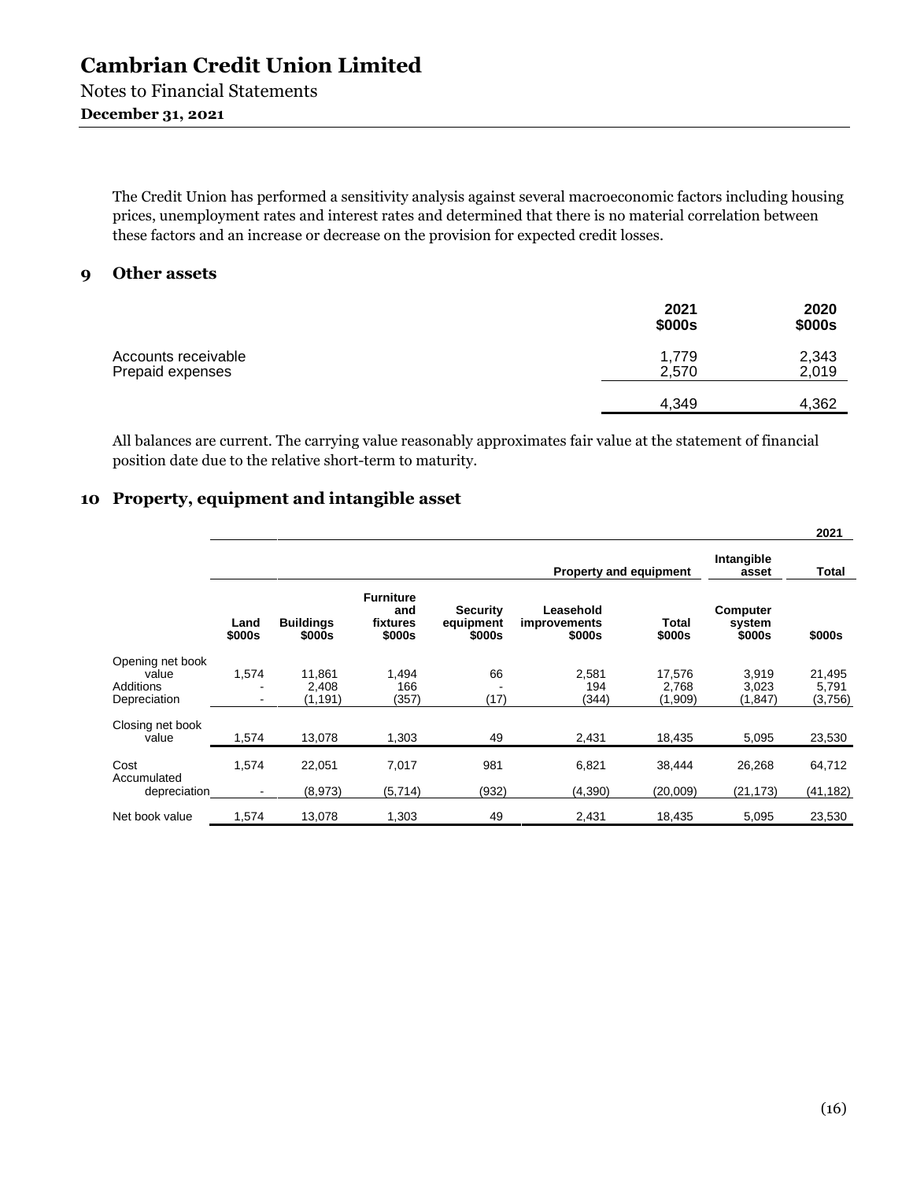The Credit Union has performed a sensitivity analysis against several macroeconomic factors including housing prices, unemployment rates and interest rates and determined that there is no material correlation between these factors and an increase or decrease on the provision for expected credit losses.

## 9 Other assets

| | 2021 $000s | 2020 $000s |
|---|---|---|
| Accounts receivable | 1,779 | 2,343 |
| Prepaid expenses | 2,570 | 2,019 |
| | 4,349 | 4,362 |

All balances are current. The carrying value reasonably approximates fair value at the statement of financial position date due to the relative short-term to maturity.

## 10 Property, equipment and intangible asset

| | | | | | | | | 2021 |
|---|---|---|---|---|---|---|---|---|
| | | | | | Property and equipment | | Intangible asset | Total |
| | Land $000s | Buildings $000s | Furniture and fixtures $000s | Security equipment $000s | Leasehold improvements $000s | Total $000s | Computer system $000s | $000s |
| Opening net book value | 1,574 | 11,861 | 1,494 | 66 | 2,581 | 17,576 | 3,919 | 21,495 |
| Additions | - | 2,408 | 166 | - | 194 | 2,768 | 3,023 | 5,791 |
| Depreciation | - | (1,191) | (357) | (17) | (344) | (1,909) | (1,847) | (3,756) |
| Closing net book value | 1,574 | 13,078 | 1,303 | 49 | 2,431 | 18,435 | 5,095 | 23,530 |
| Cost | 1,574 | 22,051 | 7,017 | 981 | 6,821 | 38,444 | 26,268 | 64,712 |
| Accumulated depreciation | - | (8,973) | (5,714) | (932) | (4,390) | (20,009) | (21,173) | (41,182) |
| Net book value | 1,574 | 13,078 | 1,303 | 49 | 2,431 | 18,435 | 5,095 | 23,530 |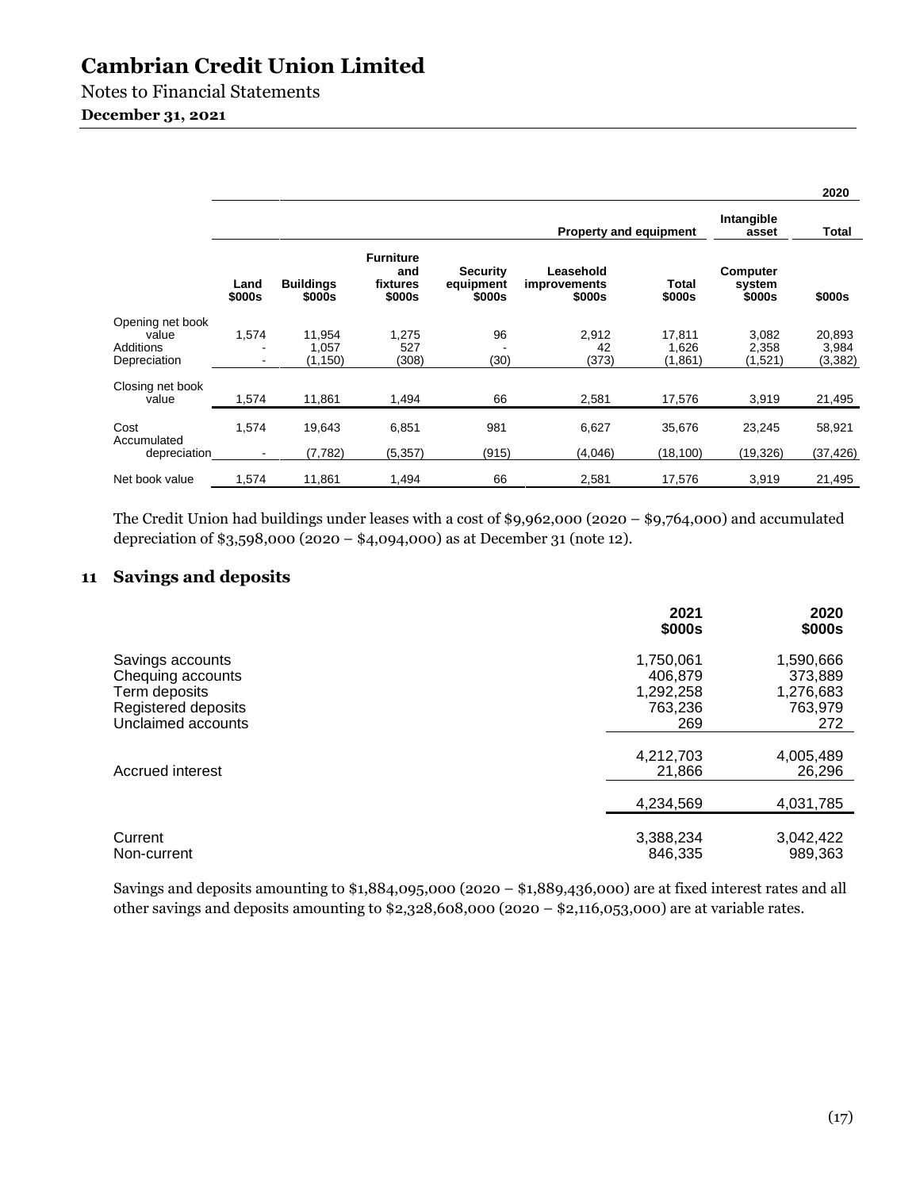# Cambrian Credit Union Limited

Notes to Financial Statements

**December 31, 2021**

| | | | | | | | | **2020** |
|---|---|---|---|---|---|---|---|---|
| | | | | | **Property and equipment** | | **Intangible asset** | **Total** |
| | **Land \$000s** | **Buildings \$000s** | **Furniture and fixtures \$000s** | **Security equipment \$000s** | **Leasehold improvements \$000s** | **Total \$000s** | **Computer system \$000s** | **\$000s** |
| Opening net book value | 1,574 | 11,954 | 1,275 | 96 | 2,912 | 17,811 | 3,082 | 20,893 |
| Additions | - | 1,057 | 527 | - | 42 | 1,626 | 2,358 | 3,984 |
| Depreciation | - | (1,150) | (308) | (30) | (373) | (1,861) | (1,521) | (3,382) |
| Closing net book value | 1,574 | 11,861 | 1,494 | 66 | 2,581 | 17,576 | 3,919 | 21,495 |
| Cost | 1,574 | 19,643 | 6,851 | 981 | 6,627 | 35,676 | 23,245 | 58,921 |
| Accumulated depreciation | - | (7,782) | (5,357) | (915) | (4,046) | (18,100) | (19,326) | (37,426) |
| Net book value | 1,574 | 11,861 | 1,494 | 66 | 2,581 | 17,576 | 3,919 | 21,495 |

The Credit Union had buildings under leases with a cost of $9,962,000 (2020 – $9,764,000) and accumulated depreciation of $3,598,000 (2020 – $4,094,000) as at December 31 (note 12).

## 11 Savings and deposits

| | **2021 \$000s** | **2020 \$000s** |
|---|---|---|
| Savings accounts | 1,750,061 | 1,590,666 |
| Chequing accounts | 406,879 | 373,889 |
| Term deposits | 1,292,258 | 1,276,683 |
| Registered deposits | 763,236 | 763,979 |
| Unclaimed accounts | 269 | 272 |
| | 4,212,703 | 4,005,489 |
| Accrued interest | 21,866 | 26,296 |
| | 4,234,569 | 4,031,785 |
| Current | 3,388,234 | 3,042,422 |
| Non-current | 846,335 | 989,363 |

Savings and deposits amounting to $1,884,095,000 (2020 – $1,889,436,000) are at fixed interest rates and all other savings and deposits amounting to $2,328,608,000 (2020 – $2,116,053,000) are at variable rates.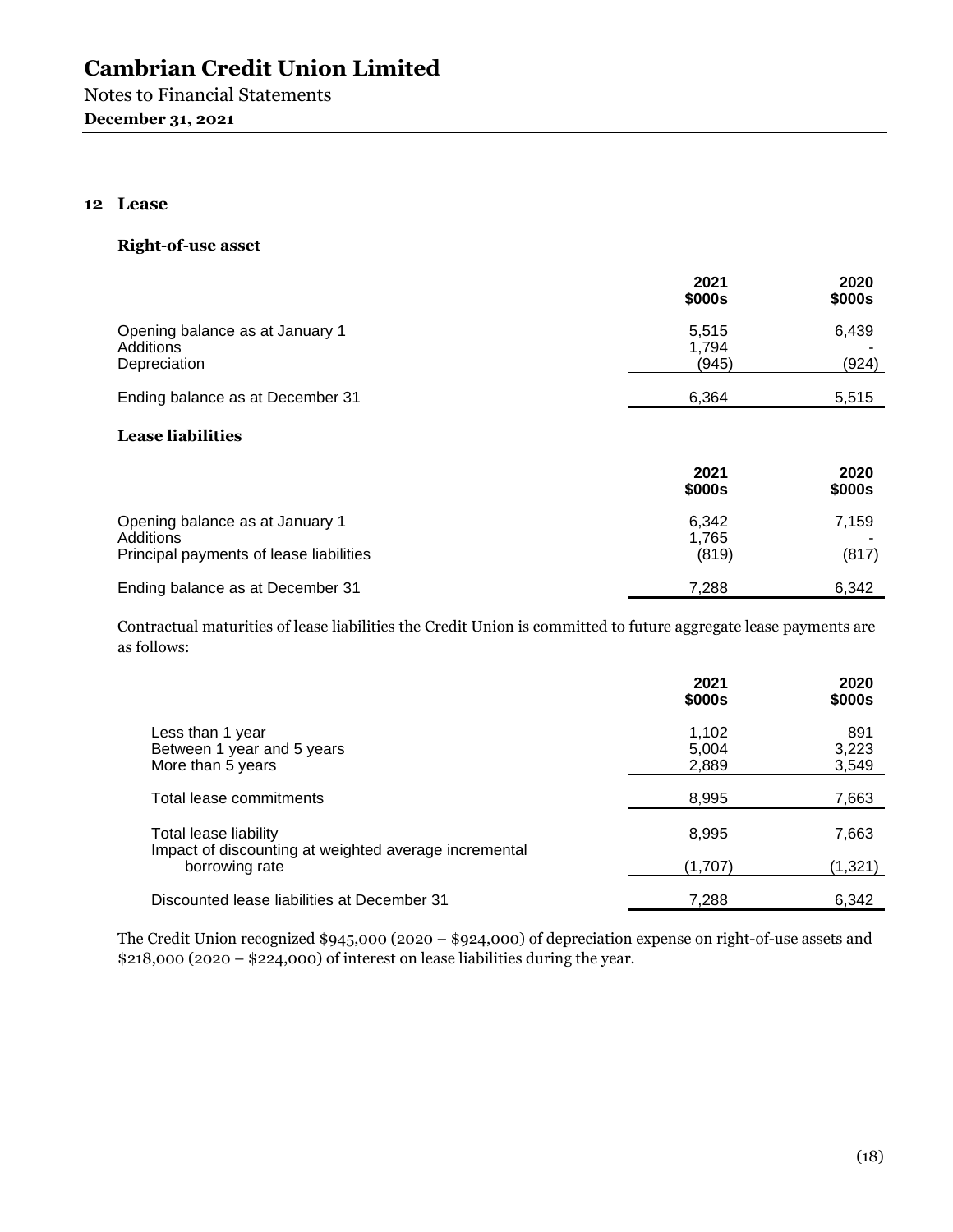# Cambrian Credit Union Limited

Notes to Financial Statements

**December 31, 2021**

## 12 Lease

### Right-of-use asset

| | 2021 $000s | 2020 $000s |
|---|---|---|
| Opening balance as at January 1 | 5,515 | 6,439 |
| Additions | 1,794 | - |
| Depreciation | (945) | (924) |
| Ending balance as at December 31 | 6,364 | 5,515 |

### Lease liabilities

| | 2021 $000s | 2020 $000s |
|---|---|---|
| Opening balance as at January 1 | 6,342 | 7,159 |
| Additions | 1,765 | - |
| Principal payments of lease liabilities | (819) | (817) |
| Ending balance as at December 31 | 7,288 | 6,342 |

Contractual maturities of lease liabilities the Credit Union is committed to future aggregate lease payments are as follows:

| | 2021 $000s | 2020 $000s |
|---|---|---|
| Less than 1 year | 1,102 | 891 |
| Between 1 year and 5 years | 5,004 | 3,223 |
| More than 5 years | 2,889 | 3,549 |
| Total lease commitments | 8,995 | 7,663 |
| Total lease liability | 8,995 | 7,663 |
| Impact of discounting at weighted average incremental borrowing rate | (1,707) | (1,321) |
| Discounted lease liabilities at December 31 | 7,288 | 6,342 |

The Credit Union recognized $945,000 (2020 – $924,000) of depreciation expense on right-of-use assets and $218,000 (2020 – $224,000) of interest on lease liabilities during the year.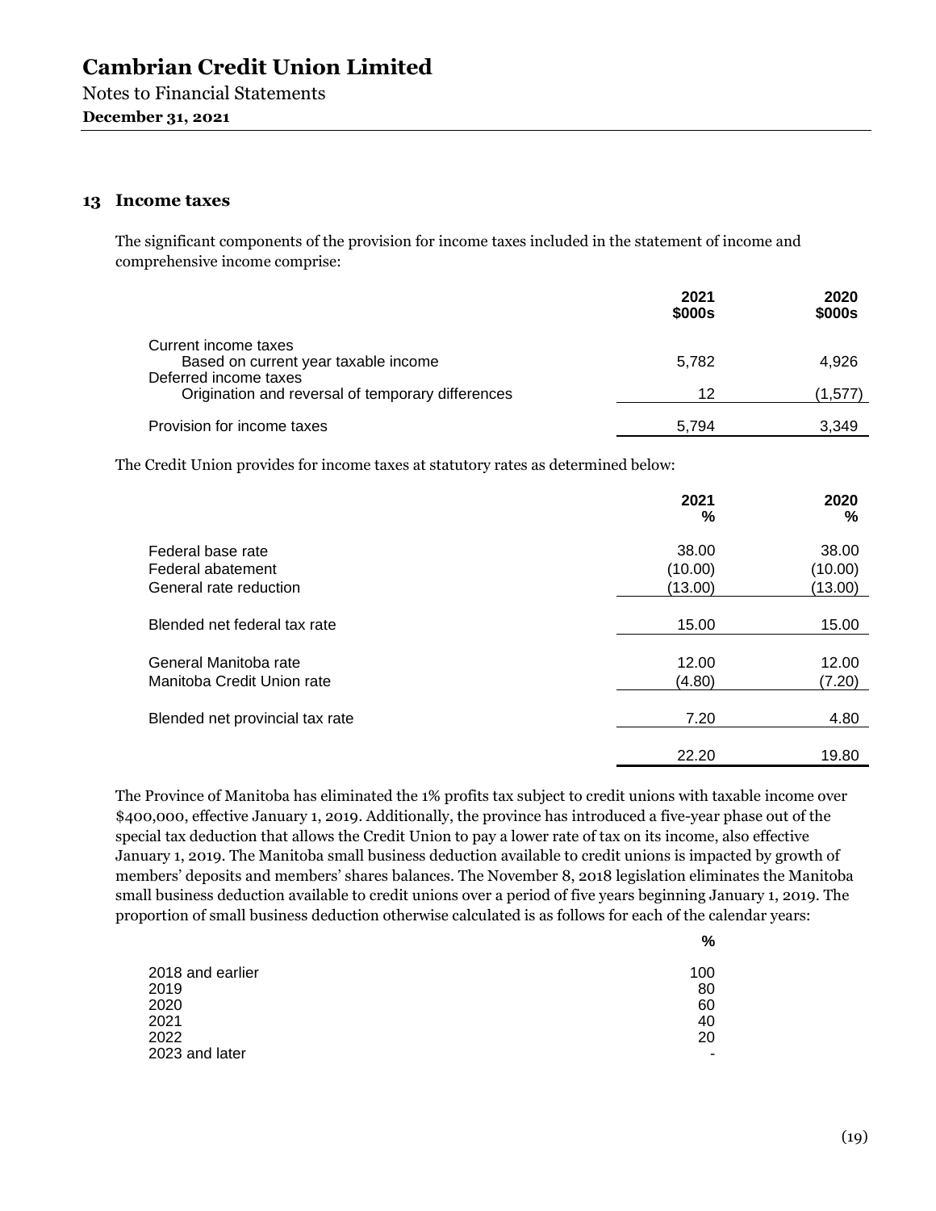# Cambrian Credit Union Limited

Notes to Financial Statements

**December 31, 2021**

## 13 Income taxes

The significant components of the provision for income taxes included in the statement of income and comprehensive income comprise:

| | 2021 $000s | 2020 $000s |
|---|---|---|
| Current income taxes | | |
| Based on current year taxable income | 5,782 | 4,926 |
| Deferred income taxes | | |
| Origination and reversal of temporary differences | 12 | (1,577) |
| Provision for income taxes | 5,794 | 3,349 |

The Credit Union provides for income taxes at statutory rates as determined below:

| | 2021 % | 2020 % |
|---|---|---|
| Federal base rate | 38.00 | 38.00 |
| Federal abatement | (10.00) | (10.00) |
| General rate reduction | (13.00) | (13.00) |
| Blended net federal tax rate | 15.00 | 15.00 |
| General Manitoba rate | 12.00 | 12.00 |
| Manitoba Credit Union rate | (4.80) | (7.20) |
| Blended net provincial tax rate | 7.20 | 4.80 |
| | 22.20 | 19.80 |

The Province of Manitoba has eliminated the 1% profits tax subject to credit unions with taxable income over $400,000, effective January 1, 2019. Additionally, the province has introduced a five-year phase out of the special tax deduction that allows the Credit Union to pay a lower rate of tax on its income, also effective January 1, 2019. The Manitoba small business deduction available to credit unions is impacted by growth of members' deposits and members' shares balances. The November 8, 2018 legislation eliminates the Manitoba small business deduction available to credit unions over a period of five years beginning January 1, 2019. The proportion of small business deduction otherwise calculated is as follows for each of the calendar years:

| | % |
|---|---|
| 2018 and earlier | 100 |
| 2019 | 80 |
| 2020 | 60 |
| 2021 | 40 |
| 2022 | 20 |
| 2023 and later | - |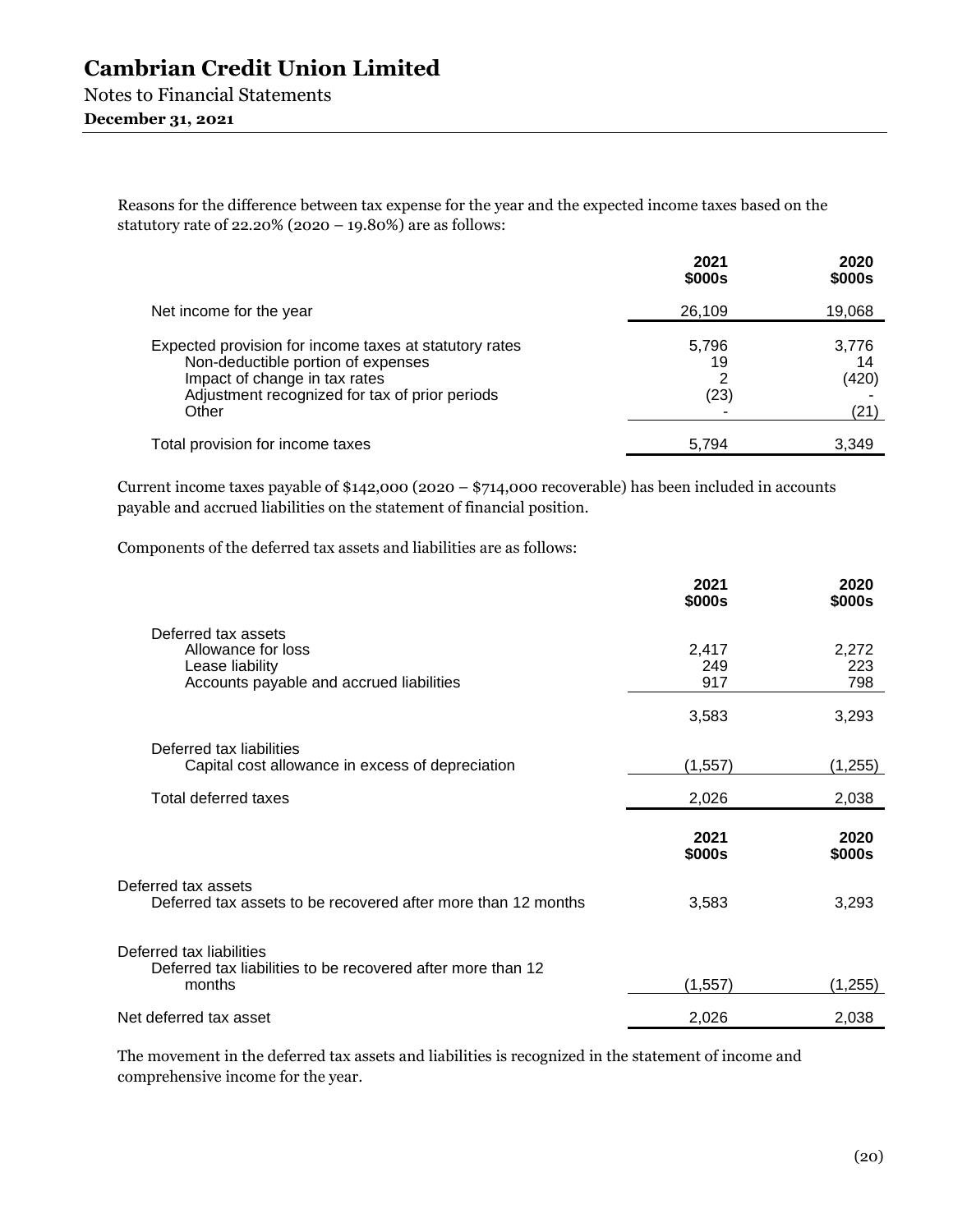Reasons for the difference between tax expense for the year and the expected income taxes based on the statutory rate of 22.20% (2020 – 19.80%) are as follows:

| | 2021 $000s | 2020 $000s |
|---|---|---|
| Net income for the year | 26,109 | 19,068 |
| Expected provision for income taxes at statutory rates | 5,796 | 3,776 |
| Non-deductible portion of expenses | 19 | 14 |
| Impact of change in tax rates | 2 | (420) |
| Adjustment recognized for tax of prior periods | (23) | - |
| Other | - | (21) |
| Total provision for income taxes | 5,794 | 3,349 |

Current income taxes payable of $142,000 (2020 – $714,000 recoverable) has been included in accounts payable and accrued liabilities on the statement of financial position.

Components of the deferred tax assets and liabilities are as follows:

| | 2021 $000s | 2020 $000s |
|---|---|---|
| Deferred tax assets | | |
| Allowance for loss | 2,417 | 2,272 |
| Lease liability | 249 | 223 |
| Accounts payable and accrued liabilities | 917 | 798 |
| | 3,583 | 3,293 |
| Deferred tax liabilities | | |
| Capital cost allowance in excess of depreciation | (1,557) | (1,255) |
| Total deferred taxes | 2,026 | 2,038 |

| | 2021 $000s | 2020 $000s |
|---|---|---|
| Deferred tax assets | | |
| Deferred tax assets to be recovered after more than 12 months | 3,583 | 3,293 |
| Deferred tax liabilities | | |
| Deferred tax liabilities to be recovered after more than 12 months | (1,557) | (1,255) |
| Net deferred tax asset | 2,026 | 2,038 |

The movement in the deferred tax assets and liabilities is recognized in the statement of income and comprehensive income for the year.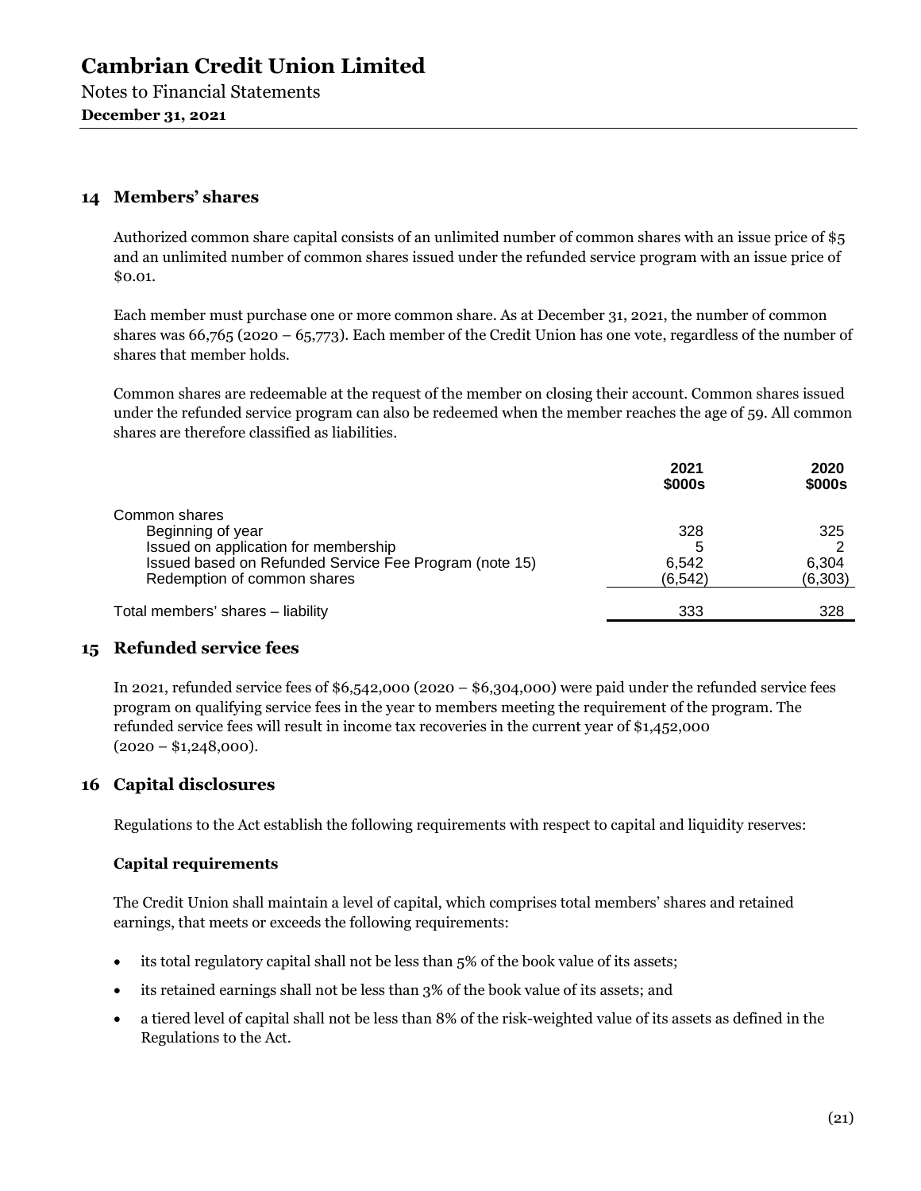## 14 Members' shares

Authorized common share capital consists of an unlimited number of common shares with an issue price of $5 and an unlimited number of common shares issued under the refunded service program with an issue price of $0.01.

Each member must purchase one or more common share. As at December 31, 2021, the number of common shares was 66,765 (2020 – 65,773). Each member of the Credit Union has one vote, regardless of the number of shares that member holds.

Common shares are redeemable at the request of the member on closing their account. Common shares issued under the refunded service program can also be redeemed when the member reaches the age of 59. All common shares are therefore classified as liabilities.

| | 2021 $000s | 2020 $000s |
|---|---|---|
| Common shares | | |
| Beginning of year | 328 | 325 |
| Issued on application for membership | 5 | 2 |
| Issued based on Refunded Service Fee Program (note 15) | 6,542 | 6,304 |
| Redemption of common shares | (6,542) | (6,303) |
| Total members' shares – liability | 333 | 328 |

## 15 Refunded service fees

In 2021, refunded service fees of $6,542,000 (2020 – $6,304,000) were paid under the refunded service fees program on qualifying service fees in the year to members meeting the requirement of the program. The refunded service fees will result in income tax recoveries in the current year of $1,452,000 (2020 – $1,248,000).

## 16 Capital disclosures

Regulations to the Act establish the following requirements with respect to capital and liquidity reserves:

### Capital requirements

The Credit Union shall maintain a level of capital, which comprises total members' shares and retained earnings, that meets or exceeds the following requirements:

- its total regulatory capital shall not be less than 5% of the book value of its assets;
- its retained earnings shall not be less than 3% of the book value of its assets; and
- a tiered level of capital shall not be less than 8% of the risk-weighted value of its assets as defined in the Regulations to the Act.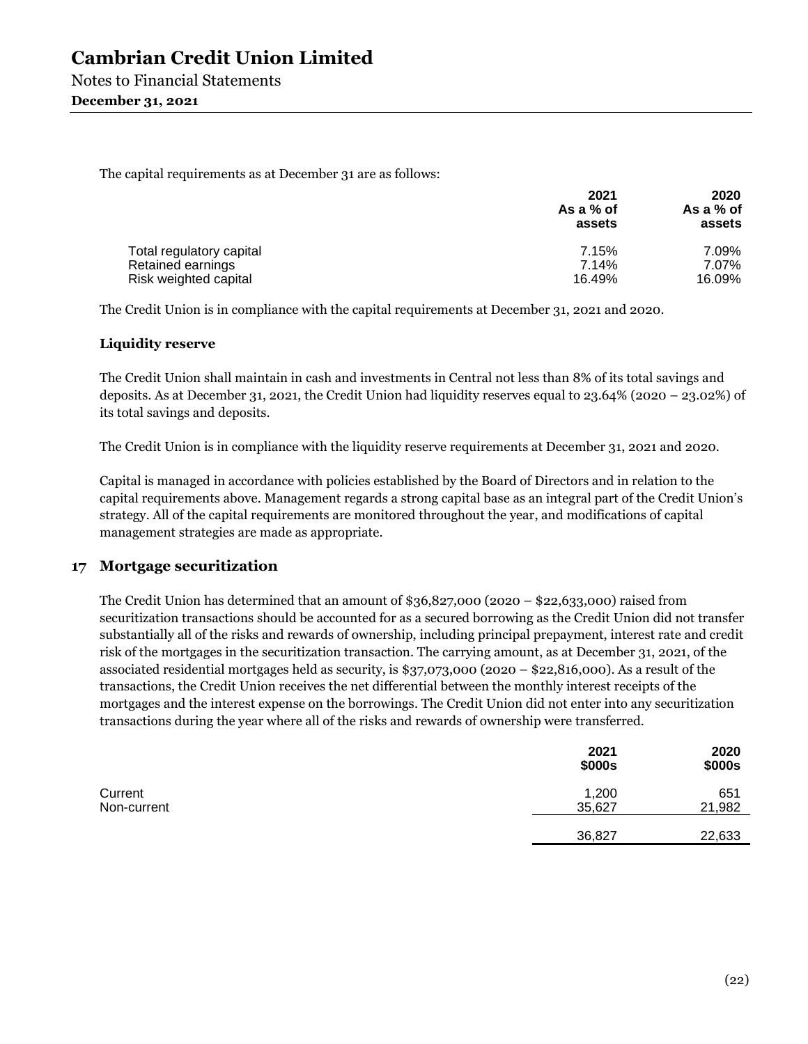The capital requirements as at December 31 are as follows:

| | 2021 As a % of assets | 2020 As a % of assets |
|---|---|---|
| Total regulatory capital | 7.15% | 7.09% |
| Retained earnings | 7.14% | 7.07% |
| Risk weighted capital | 16.49% | 16.09% |

The Credit Union is in compliance with the capital requirements at December 31, 2021 and 2020.

**Liquidity reserve**

The Credit Union shall maintain in cash and investments in Central not less than 8% of its total savings and deposits. As at December 31, 2021, the Credit Union had liquidity reserves equal to 23.64% (2020 – 23.02%) of its total savings and deposits.

The Credit Union is in compliance with the liquidity reserve requirements at December 31, 2021 and 2020.

Capital is managed in accordance with policies established by the Board of Directors and in relation to the capital requirements above. Management regards a strong capital base as an integral part of the Credit Union's strategy. All of the capital requirements are monitored throughout the year, and modifications of capital management strategies are made as appropriate.

## 17 Mortgage securitization

The Credit Union has determined that an amount of $36,827,000 (2020 – $22,633,000) raised from securitization transactions should be accounted for as a secured borrowing as the Credit Union did not transfer substantially all of the risks and rewards of ownership, including principal prepayment, interest rate and credit risk of the mortgages in the securitization transaction. The carrying amount, as at December 31, 2021, of the associated residential mortgages held as security, is $37,073,000 (2020 – $22,816,000). As a result of the transactions, the Credit Union receives the net differential between the monthly interest receipts of the mortgages and the interest expense on the borrowings. The Credit Union did not enter into any securitization transactions during the year where all of the risks and rewards of ownership were transferred.

| | 2021 $000s | 2020 $000s |
|---|---|---|
| Current | 1,200 | 651 |
| Non-current | 35,627 | 21,982 |
| | 36,827 | 22,633 |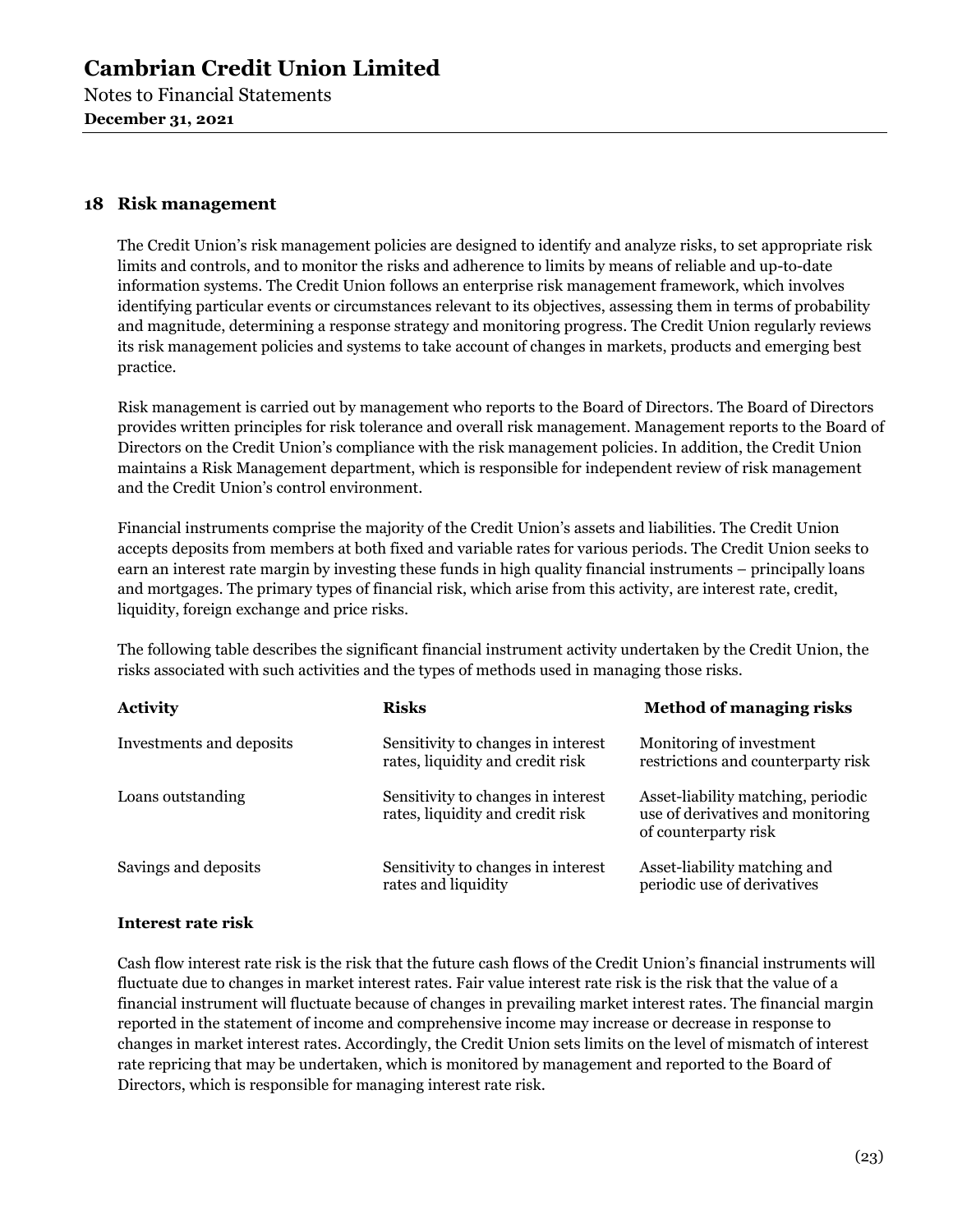## 18 Risk management

The Credit Union's risk management policies are designed to identify and analyze risks, to set appropriate risk limits and controls, and to monitor the risks and adherence to limits by means of reliable and up-to-date information systems. The Credit Union follows an enterprise risk management framework, which involves identifying particular events or circumstances relevant to its objectives, assessing them in terms of probability and magnitude, determining a response strategy and monitoring progress. The Credit Union regularly reviews its risk management policies and systems to take account of changes in markets, products and emerging best practice.

Risk management is carried out by management who reports to the Board of Directors. The Board of Directors provides written principles for risk tolerance and overall risk management. Management reports to the Board of Directors on the Credit Union's compliance with the risk management policies. In addition, the Credit Union maintains a Risk Management department, which is responsible for independent review of risk management and the Credit Union's control environment.

Financial instruments comprise the majority of the Credit Union's assets and liabilities. The Credit Union accepts deposits from members at both fixed and variable rates for various periods. The Credit Union seeks to earn an interest rate margin by investing these funds in high quality financial instruments – principally loans and mortgages. The primary types of financial risk, which arise from this activity, are interest rate, credit, liquidity, foreign exchange and price risks.

The following table describes the significant financial instrument activity undertaken by the Credit Union, the risks associated with such activities and the types of methods used in managing those risks.

| Activity | Risks | Method of managing risks |
|---|---|---|
| Investments and deposits | Sensitivity to changes in interest rates, liquidity and credit risk | Monitoring of investment restrictions and counterparty risk |
| Loans outstanding | Sensitivity to changes in interest rates, liquidity and credit risk | Asset-liability matching, periodic use of derivatives and monitoring of counterparty risk |
| Savings and deposits | Sensitivity to changes in interest rates and liquidity | Asset-liability matching and periodic use of derivatives |

### Interest rate risk

Cash flow interest rate risk is the risk that the future cash flows of the Credit Union's financial instruments will fluctuate due to changes in market interest rates. Fair value interest rate risk is the risk that the value of a financial instrument will fluctuate because of changes in prevailing market interest rates. The financial margin reported in the statement of income and comprehensive income may increase or decrease in response to changes in market interest rates. Accordingly, the Credit Union sets limits on the level of mismatch of interest rate repricing that may be undertaken, which is monitored by management and reported to the Board of Directors, which is responsible for managing interest rate risk.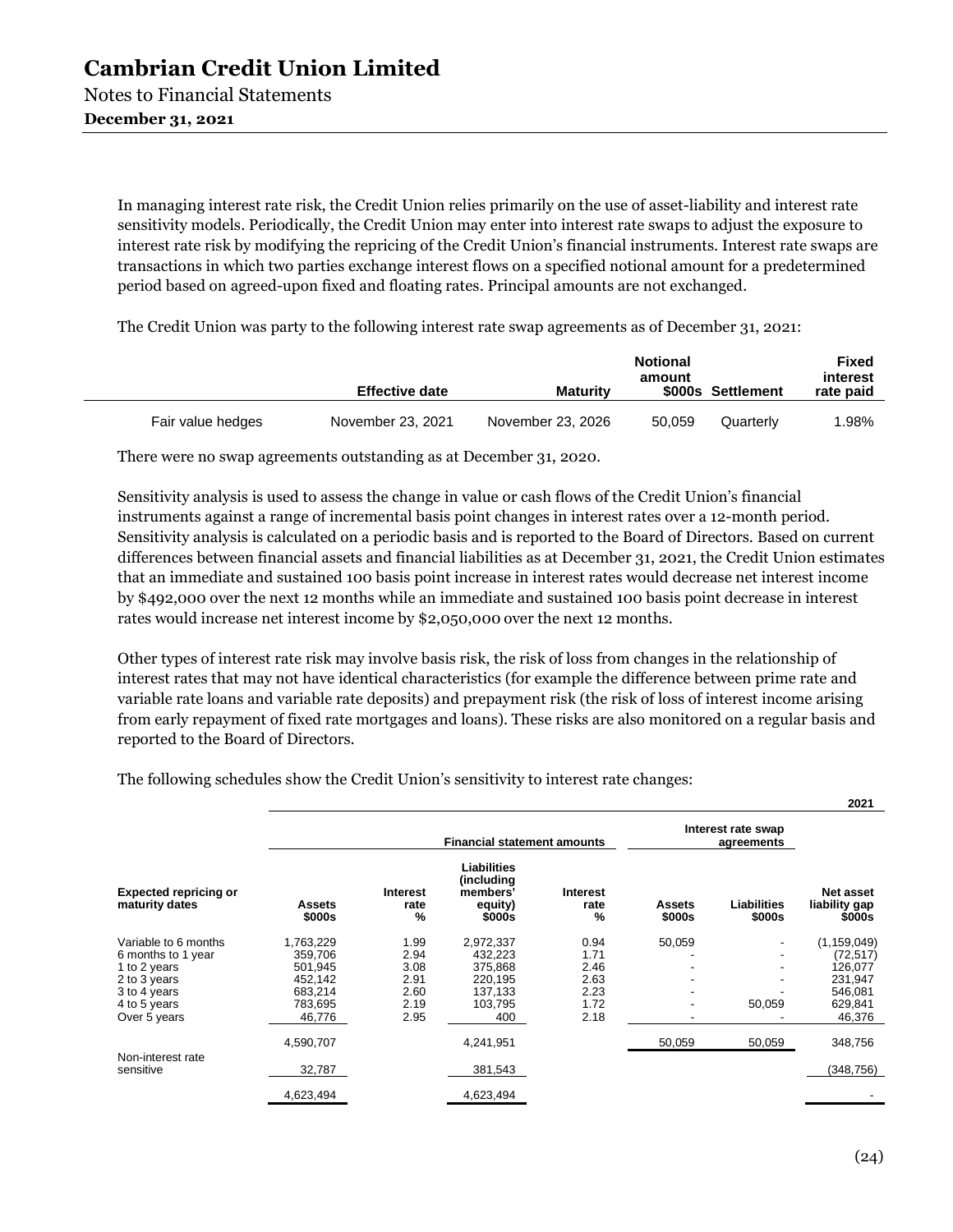# Cambrian Credit Union Limited

Notes to Financial Statements

**December 31, 2021**

In managing interest rate risk, the Credit Union relies primarily on the use of asset-liability and interest rate sensitivity models. Periodically, the Credit Union may enter into interest rate swaps to adjust the exposure to interest rate risk by modifying the repricing of the Credit Union's financial instruments. Interest rate swaps are transactions in which two parties exchange interest flows on a specified notional amount for a predetermined period based on agreed-upon fixed and floating rates. Principal amounts are not exchanged.

The Credit Union was party to the following interest rate swap agreements as of December 31, 2021:

| | Effective date | Maturity | Notional amount $000s | Settlement | Fixed interest rate paid |
|---|---|---|---|---|---|
| Fair value hedges | November 23, 2021 | November 23, 2026 | 50,059 | Quarterly | 1.98% |

There were no swap agreements outstanding as at December 31, 2020.

Sensitivity analysis is used to assess the change in value or cash flows of the Credit Union's financial instruments against a range of incremental basis point changes in interest rates over a 12-month period. Sensitivity analysis is calculated on a periodic basis and is reported to the Board of Directors. Based on current differences between financial assets and financial liabilities as at December 31, 2021, the Credit Union estimates that an immediate and sustained 100 basis point increase in interest rates would decrease net interest income by $492,000 over the next 12 months while an immediate and sustained 100 basis point decrease in interest rates would increase net interest income by $2,050,000 over the next 12 months.

Other types of interest rate risk may involve basis risk, the risk of loss from changes in the relationship of interest rates that may not have identical characteristics (for example the difference between prime rate and variable rate loans and variable rate deposits) and prepayment risk (the risk of loss of interest income arising from early repayment of fixed rate mortgages and loans). These risks are also monitored on a regular basis and reported to the Board of Directors.

The following schedules show the Credit Union's sensitivity to interest rate changes:

| | | | | | | | **2021** |
|---|---|---|---|---|---|---|---|
| | **Financial statement amounts** | | | | **Interest rate swap agreements** | | |
| **Expected repricing or maturity dates** | **Assets $000s** | **Interest rate %** | **Liabilities (including members' equity) $000s** | **Interest rate %** | **Assets $000s** | **Liabilities $000s** | **Net asset liability gap $000s** |
| Variable to 6 months | 1,763,229 | 1.99 | 2,972,337 | 0.94 | 50,059 | - | (1,159,049) |
| 6 months to 1 year | 359,706 | 2.94 | 432,223 | 1.71 | - | - | (72,517) |
| 1 to 2 years | 501,945 | 3.08 | 375,868 | 2.46 | - | - | 126,077 |
| 2 to 3 years | 452,142 | 2.91 | 220,195 | 2.63 | - | - | 231,947 |
| 3 to 4 years | 683,214 | 2.60 | 137,133 | 2.23 | - | - | 546,081 |
| 4 to 5 years | 783,695 | 2.19 | 103,795 | 1.72 | - | 50,059 | 629,841 |
| Over 5 years | 46,776 | 2.95 | 400 | 2.18 | - | - | 46,376 |
| | 4,590,707 | | 4,241,951 | | 50,059 | 50,059 | 348,756 |
| Non-interest rate sensitive | 32,787 | | 381,543 | | | | (348,756) |
| | 4,623,494 | | 4,623,494 | | | | - |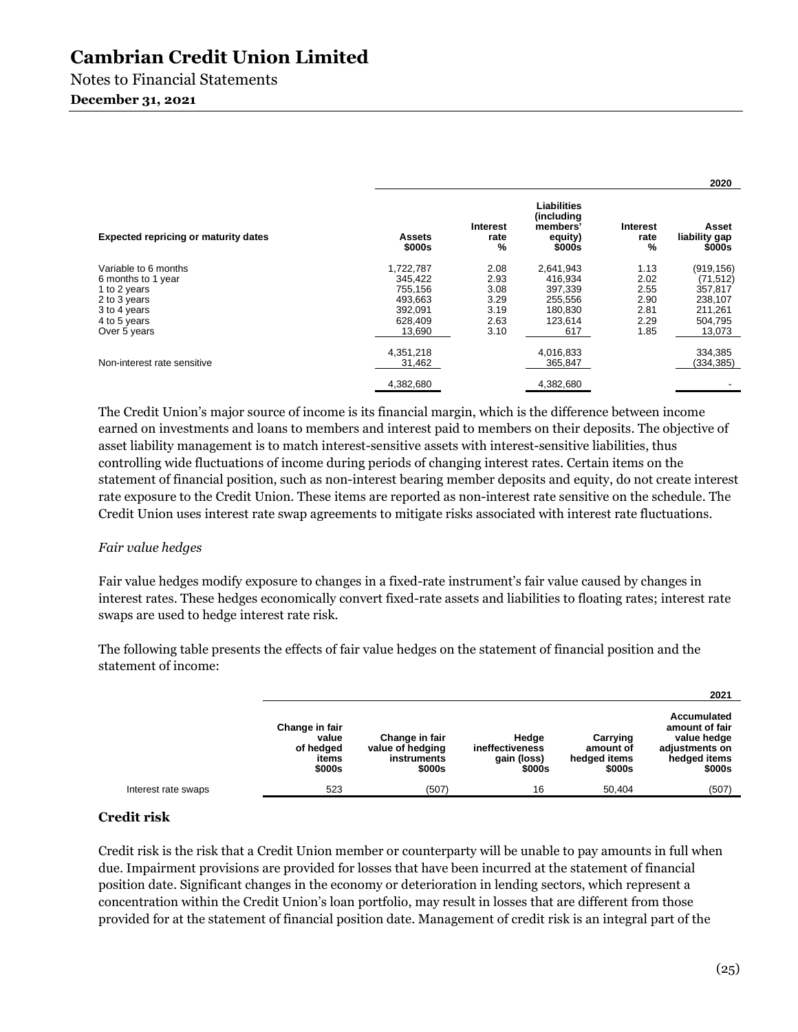|  |  |  |  |  |  | 2020 |
|---|---|---|---|---|---|---|
| **Expected repricing or maturity dates** | **Assets $000s** | **Interest rate %** | **Liabilities (including members' equity) $000s** | **Interest rate %** | **Asset liability gap $000s** |
| Variable to 6 months | 1,722,787 | 2.08 | 2,641,943 | 1.13 | (919,156) |
| 6 months to 1 year | 345,422 | 2.93 | 416,934 | 2.02 | (71,512) |
| 1 to 2 years | 755,156 | 3.08 | 397,339 | 2.55 | 357,817 |
| 2 to 3 years | 493,663 | 3.29 | 255,556 | 2.90 | 238,107 |
| 3 to 4 years | 392,091 | 3.19 | 180,830 | 2.81 | 211,261 |
| 4 to 5 years | 628,409 | 2.63 | 123,614 | 2.29 | 504,795 |
| Over 5 years | 13,690 | 3.10 | 617 | 1.85 | 13,073 |
|  | 4,351,218 |  | 4,016,833 |  | 334,385 |
| Non-interest rate sensitive | 31,462 |  | 365,847 |  | (334,385) |
|  | 4,382,680 |  | 4,382,680 |  | - |

The Credit Union's major source of income is its financial margin, which is the difference between income earned on investments and loans to members and interest paid to members on their deposits. The objective of asset liability management is to match interest-sensitive assets with interest-sensitive liabilities, thus controlling wide fluctuations of income during periods of changing interest rates. Certain items on the statement of financial position, such as non-interest bearing member deposits and equity, do not create interest rate exposure to the Credit Union. These items are reported as non-interest rate sensitive on the schedule. The Credit Union uses interest rate swap agreements to mitigate risks associated with interest rate fluctuations.

*Fair value hedges*

Fair value hedges modify exposure to changes in a fixed-rate instrument's fair value caused by changes in interest rates. These hedges economically convert fixed-rate assets and liabilities to floating rates; interest rate swaps are used to hedge interest rate risk.

The following table presents the effects of fair value hedges on the statement of financial position and the statement of income:

|  |  |  |  |  | 2021 |
|---|---|---|---|---|---|
|  | **Change in fair value of hedged items $000s** | **Change in fair value of hedging instruments $000s** | **Hedge ineffectiveness gain (loss) $000s** | **Carrying amount of hedged items $000s** | **Accumulated amount of fair value hedge adjustments on hedged items $000s** |
| Interest rate swaps | 523 | (507) | 16 | 50,404 | (507) |

### Credit risk

Credit risk is the risk that a Credit Union member or counterparty will be unable to pay amounts in full when due. Impairment provisions are provided for losses that have been incurred at the statement of financial position date. Significant changes in the economy or deterioration in lending sectors, which represent a concentration within the Credit Union's loan portfolio, may result in losses that are different from those provided for at the statement of financial position date. Management of credit risk is an integral part of the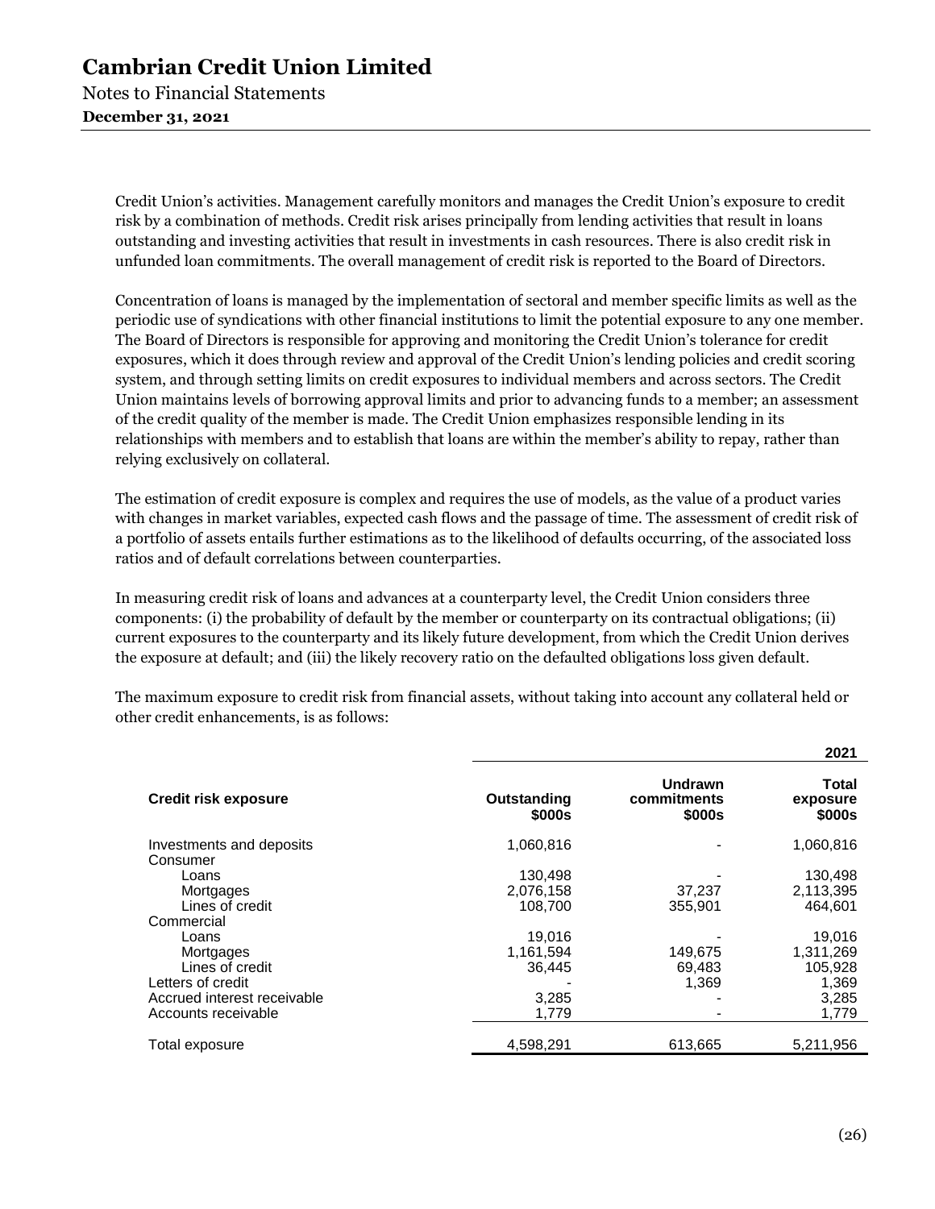Credit Union's activities. Management carefully monitors and manages the Credit Union's exposure to credit risk by a combination of methods. Credit risk arises principally from lending activities that result in loans outstanding and investing activities that result in investments in cash resources. There is also credit risk in unfunded loan commitments. The overall management of credit risk is reported to the Board of Directors.

Concentration of loans is managed by the implementation of sectoral and member specific limits as well as the periodic use of syndications with other financial institutions to limit the potential exposure to any one member. The Board of Directors is responsible for approving and monitoring the Credit Union's tolerance for credit exposures, which it does through review and approval of the Credit Union's lending policies and credit scoring system, and through setting limits on credit exposures to individual members and across sectors. The Credit Union maintains levels of borrowing approval limits and prior to advancing funds to a member; an assessment of the credit quality of the member is made. The Credit Union emphasizes responsible lending in its relationships with members and to establish that loans are within the member's ability to repay, rather than relying exclusively on collateral.

The estimation of credit exposure is complex and requires the use of models, as the value of a product varies with changes in market variables, expected cash flows and the passage of time. The assessment of credit risk of a portfolio of assets entails further estimations as to the likelihood of defaults occurring, of the associated loss ratios and of default correlations between counterparties.

In measuring credit risk of loans and advances at a counterparty level, the Credit Union considers three components: (i) the probability of default by the member or counterparty on its contractual obligations; (ii) current exposures to the counterparty and its likely future development, from which the Credit Union derives the exposure at default; and (iii) the likely recovery ratio on the defaulted obligations loss given default.

The maximum exposure to credit risk from financial assets, without taking into account any collateral held or other credit enhancements, is as follows:

| | | | 2021 |
|---|---|---|---|
| **Credit risk exposure** | **Outstanding $000s** | **Undrawn commitments $000s** | **Total exposure $000s** |
| Investments and deposits | 1,060,816 | - | 1,060,816 |
| Consumer | | | |
| Loans | 130,498 | - | 130,498 |
| Mortgages | 2,076,158 | 37,237 | 2,113,395 |
| Lines of credit | 108,700 | 355,901 | 464,601 |
| Commercial | | | |
| Loans | 19,016 | - | 19,016 |
| Mortgages | 1,161,594 | 149,675 | 1,311,269 |
| Lines of credit | 36,445 | 69,483 | 105,928 |
| Letters of credit | - | 1,369 | 1,369 |
| Accrued interest receivable | 3,285 | - | 3,285 |
| Accounts receivable | 1,779 | - | 1,779 |
| Total exposure | 4,598,291 | 613,665 | 5,211,956 |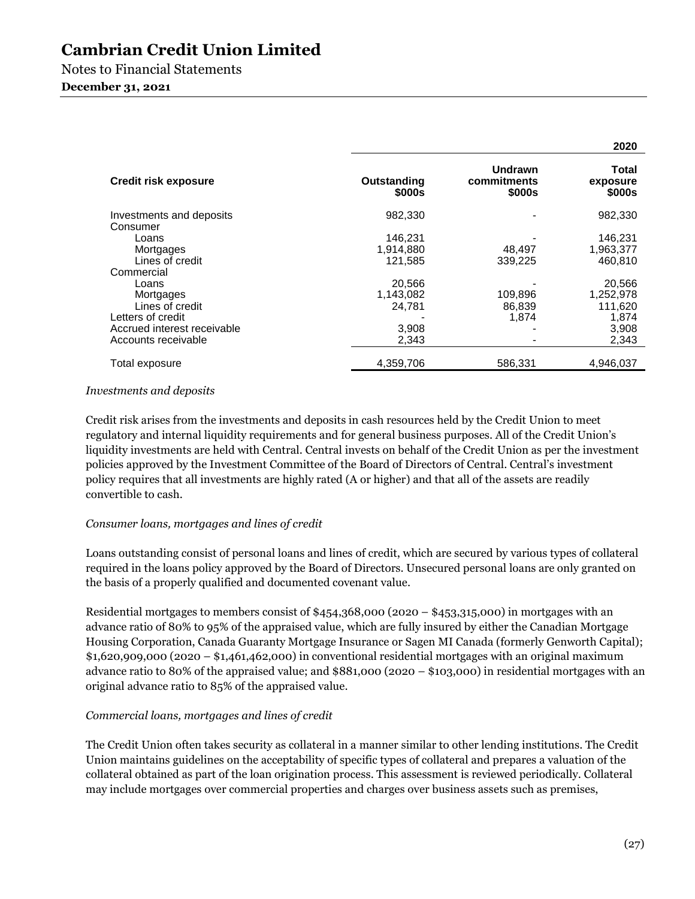# Cambrian Credit Union Limited

Notes to Financial Statements

**December 31, 2021**

| | | | **2020** |
|---|---|---|---|
| **Credit risk exposure** | **Outstanding $000s** | **Undrawn commitments $000s** | **Total exposure $000s** |
| Investments and deposits | 982,330 | - | 982,330 |
| Consumer | | | |
| Loans | 146,231 | - | 146,231 |
| Mortgages | 1,914,880 | 48,497 | 1,963,377 |
| Lines of credit | 121,585 | 339,225 | 460,810 |
| Commercial | | | |
| Loans | 20,566 | - | 20,566 |
| Mortgages | 1,143,082 | 109,896 | 1,252,978 |
| Lines of credit | 24,781 | 86,839 | 111,620 |
| Letters of credit | - | 1,874 | 1,874 |
| Accrued interest receivable | 3,908 | - | 3,908 |
| Accounts receivable | 2,343 | - | 2,343 |
| Total exposure | 4,359,706 | 586,331 | 4,946,037 |

*Investments and deposits*

Credit risk arises from the investments and deposits in cash resources held by the Credit Union to meet regulatory and internal liquidity requirements and for general business purposes. All of the Credit Union's liquidity investments are held with Central. Central invests on behalf of the Credit Union as per the investment policies approved by the Investment Committee of the Board of Directors of Central. Central's investment policy requires that all investments are highly rated (A or higher) and that all of the assets are readily convertible to cash.

*Consumer loans, mortgages and lines of credit*

Loans outstanding consist of personal loans and lines of credit, which are secured by various types of collateral required in the loans policy approved by the Board of Directors. Unsecured personal loans are only granted on the basis of a properly qualified and documented covenant value.

Residential mortgages to members consist of $454,368,000 (2020 – $453,315,000) in mortgages with an advance ratio of 80% to 95% of the appraised value, which are fully insured by either the Canadian Mortgage Housing Corporation, Canada Guaranty Mortgage Insurance or Sagen MI Canada (formerly Genworth Capital); $1,620,909,000 (2020 – $1,461,462,000) in conventional residential mortgages with an original maximum advance ratio to 80% of the appraised value; and $881,000 (2020 – $103,000) in residential mortgages with an original advance ratio to 85% of the appraised value.

*Commercial loans, mortgages and lines of credit*

The Credit Union often takes security as collateral in a manner similar to other lending institutions. The Credit Union maintains guidelines on the acceptability of specific types of collateral and prepares a valuation of the collateral obtained as part of the loan origination process. This assessment is reviewed periodically. Collateral may include mortgages over commercial properties and charges over business assets such as premises,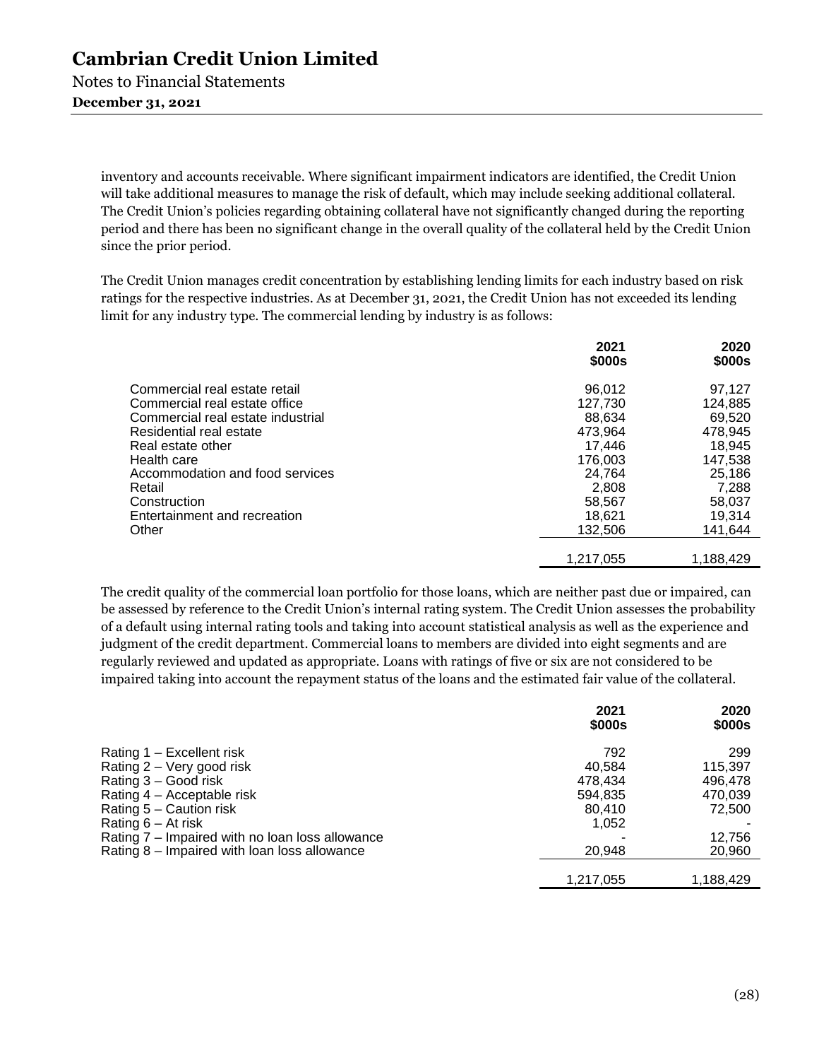inventory and accounts receivable. Where significant impairment indicators are identified, the Credit Union will take additional measures to manage the risk of default, which may include seeking additional collateral. The Credit Union's policies regarding obtaining collateral have not significantly changed during the reporting period and there has been no significant change in the overall quality of the collateral held by the Credit Union since the prior period.

The Credit Union manages credit concentration by establishing lending limits for each industry based on risk ratings for the respective industries. As at December 31, 2021, the Credit Union has not exceeded its lending limit for any industry type. The commercial lending by industry is as follows:

| | 2021<br>$000s | 2020<br>$000s |
|---|---|---|
| Commercial real estate retail | 96,012 | 97,127 |
| Commercial real estate office | 127,730 | 124,885 |
| Commercial real estate industrial | 88,634 | 69,520 |
| Residential real estate | 473,964 | 478,945 |
| Real estate other | 17,446 | 18,945 |
| Health care | 176,003 | 147,538 |
| Accommodation and food services | 24,764 | 25,186 |
| Retail | 2,808 | 7,288 |
| Construction | 58,567 | 58,037 |
| Entertainment and recreation | 18,621 | 19,314 |
| Other | 132,506 | 141,644 |
| | 1,217,055 | 1,188,429 |

The credit quality of the commercial loan portfolio for those loans, which are neither past due or impaired, can be assessed by reference to the Credit Union's internal rating system. The Credit Union assesses the probability of a default using internal rating tools and taking into account statistical analysis as well as the experience and judgment of the credit department. Commercial loans to members are divided into eight segments and are regularly reviewed and updated as appropriate. Loans with ratings of five or six are not considered to be impaired taking into account the repayment status of the loans and the estimated fair value of the collateral.

| | 2021<br>$000s | 2020<br>$000s |
|---|---|---|
| Rating 1 – Excellent risk | 792 | 299 |
| Rating 2 – Very good risk | 40,584 | 115,397 |
| Rating 3 – Good risk | 478,434 | 496,478 |
| Rating 4 – Acceptable risk | 594,835 | 470,039 |
| Rating 5 – Caution risk | 80,410 | 72,500 |
| Rating 6 – At risk | 1,052 | - |
| Rating 7 – Impaired with no loan loss allowance | - | 12,756 |
| Rating 8 – Impaired with loan loss allowance | 20,948 | 20,960 |
| | 1,217,055 | 1,188,429 |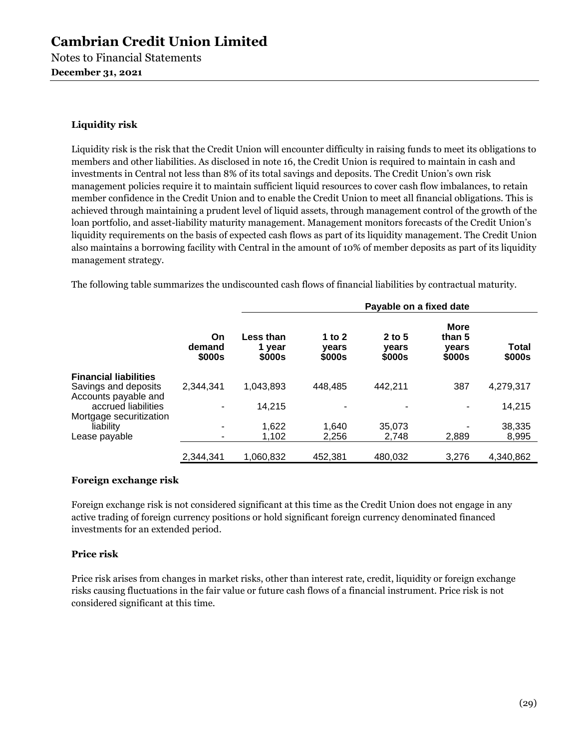### Liquidity risk

Liquidity risk is the risk that the Credit Union will encounter difficulty in raising funds to meet its obligations to members and other liabilities. As disclosed in note 16, the Credit Union is required to maintain in cash and investments in Central not less than 8% of its total savings and deposits. The Credit Union's own risk management policies require it to maintain sufficient liquid resources to cover cash flow imbalances, to retain member confidence in the Credit Union and to enable the Credit Union to meet all financial obligations. This is achieved through maintaining a prudent level of liquid assets, through management control of the growth of the loan portfolio, and asset-liability maturity management. Management monitors forecasts of the Credit Union's liquidity requirements on the basis of expected cash flows as part of its liquidity management. The Credit Union also maintains a borrowing facility with Central in the amount of 10% of member deposits as part of its liquidity management strategy.

The following table summarizes the undiscounted cash flows of financial liabilities by contractual maturity.

| | | Payable on a fixed date | | | | |
|---|---|---|---|---|---|---|
| | **On demand $000s** | **Less than 1 year $000s** | **1 to 2 years $000s** | **2 to 5 years $000s** | **More than 5 years $000s** | **Total $000s** |
| **Financial liabilities** | | | | | | |
| Savings and deposits | 2,344,341 | 1,043,893 | 448,485 | 442,211 | 387 | 4,279,317 |
| Accounts payable and accrued liabilities | - | 14,215 | - | - | - | 14,215 |
| Mortgage securitization liability | - | 1,622 | 1,640 | 35,073 | - | 38,335 |
| Lease payable | - | 1,102 | 2,256 | 2,748 | 2,889 | 8,995 |
| | 2,344,341 | 1,060,832 | 452,381 | 480,032 | 3,276 | 4,340,862 |

### Foreign exchange risk

Foreign exchange risk is not considered significant at this time as the Credit Union does not engage in any active trading of foreign currency positions or hold significant foreign currency denominated financed investments for an extended period.

### Price risk

Price risk arises from changes in market risks, other than interest rate, credit, liquidity or foreign exchange risks causing fluctuations in the fair value or future cash flows of a financial instrument. Price risk is not considered significant at this time.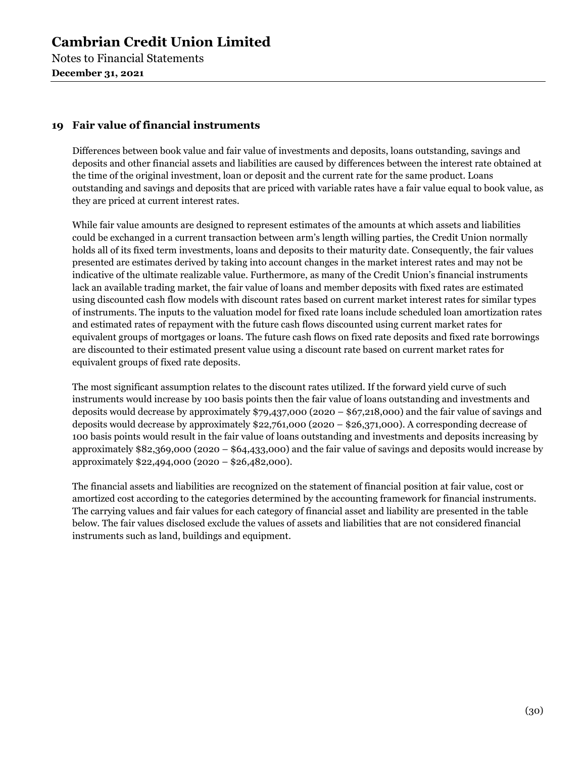## 19 Fair value of financial instruments

Differences between book value and fair value of investments and deposits, loans outstanding, savings and deposits and other financial assets and liabilities are caused by differences between the interest rate obtained at the time of the original investment, loan or deposit and the current rate for the same product. Loans outstanding and savings and deposits that are priced with variable rates have a fair value equal to book value, as they are priced at current interest rates.

While fair value amounts are designed to represent estimates of the amounts at which assets and liabilities could be exchanged in a current transaction between arm's length willing parties, the Credit Union normally holds all of its fixed term investments, loans and deposits to their maturity date. Consequently, the fair values presented are estimates derived by taking into account changes in the market interest rates and may not be indicative of the ultimate realizable value. Furthermore, as many of the Credit Union's financial instruments lack an available trading market, the fair value of loans and member deposits with fixed rates are estimated using discounted cash flow models with discount rates based on current market interest rates for similar types of instruments. The inputs to the valuation model for fixed rate loans include scheduled loan amortization rates and estimated rates of repayment with the future cash flows discounted using current market rates for equivalent groups of mortgages or loans. The future cash flows on fixed rate deposits and fixed rate borrowings are discounted to their estimated present value using a discount rate based on current market rates for equivalent groups of fixed rate deposits.

The most significant assumption relates to the discount rates utilized. If the forward yield curve of such instruments would increase by 100 basis points then the fair value of loans outstanding and investments and deposits would decrease by approximately $79,437,000 (2020 – $67,218,000) and the fair value of savings and deposits would decrease by approximately $22,761,000 (2020 – $26,371,000). A corresponding decrease of 100 basis points would result in the fair value of loans outstanding and investments and deposits increasing by approximately $82,369,000 (2020 – $64,433,000) and the fair value of savings and deposits would increase by approximately $22,494,000 (2020 – $26,482,000).

The financial assets and liabilities are recognized on the statement of financial position at fair value, cost or amortized cost according to the categories determined by the accounting framework for financial instruments. The carrying values and fair values for each category of financial asset and liability are presented in the table below. The fair values disclosed exclude the values of assets and liabilities that are not considered financial instruments such as land, buildings and equipment.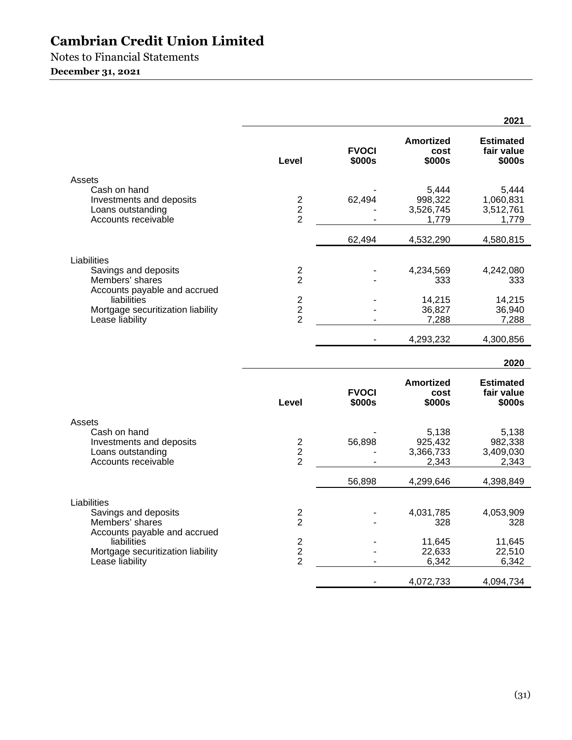# Cambrian Credit Union Limited

Notes to Financial Statements

**December 31, 2021**

| | | | | **2021** |
|---|---|---|---|---|
| | **Level** | **FVOCI $000s** | **Amortized cost $000s** | **Estimated fair value $000s** |
| Assets | | | | |
| Cash on hand | | - | 5,444 | 5,444 |
| Investments and deposits | 2 | 62,494 | 998,322 | 1,060,831 |
| Loans outstanding | 2 | - | 3,526,745 | 3,512,761 |
| Accounts receivable | 2 | - | 1,779 | 1,779 |
| | | 62,494 | 4,532,290 | 4,580,815 |
| Liabilities | | | | |
| Savings and deposits | 2 | - | 4,234,569 | 4,242,080 |
| Members' shares | 2 | - | 333 | 333 |
| Accounts payable and accrued liabilities | 2 | - | 14,215 | 14,215 |
| Mortgage securitization liability | 2 | - | 36,827 | 36,940 |
| Lease liability | 2 | - | 7,288 | 7,288 |
| | | - | 4,293,232 | 4,300,856 |

| | | | | **2020** |
|---|---|---|---|---|
| | **Level** | **FVOCI $000s** | **Amortized cost $000s** | **Estimated fair value $000s** |
| Assets | | | | |
| Cash on hand | | - | 5,138 | 5,138 |
| Investments and deposits | 2 | 56,898 | 925,432 | 982,338 |
| Loans outstanding | 2 | - | 3,366,733 | 3,409,030 |
| Accounts receivable | 2 | - | 2,343 | 2,343 |
| | | 56,898 | 4,299,646 | 4,398,849 |
| Liabilities | | | | |
| Savings and deposits | 2 | - | 4,031,785 | 4,053,909 |
| Members' shares | 2 | - | 328 | 328 |
| Accounts payable and accrued liabilities | 2 | - | 11,645 | 11,645 |
| Mortgage securitization liability | 2 | - | 22,633 | 22,510 |
| Lease liability | 2 | - | 6,342 | 6,342 |
| | | - | 4,072,733 | 4,094,734 |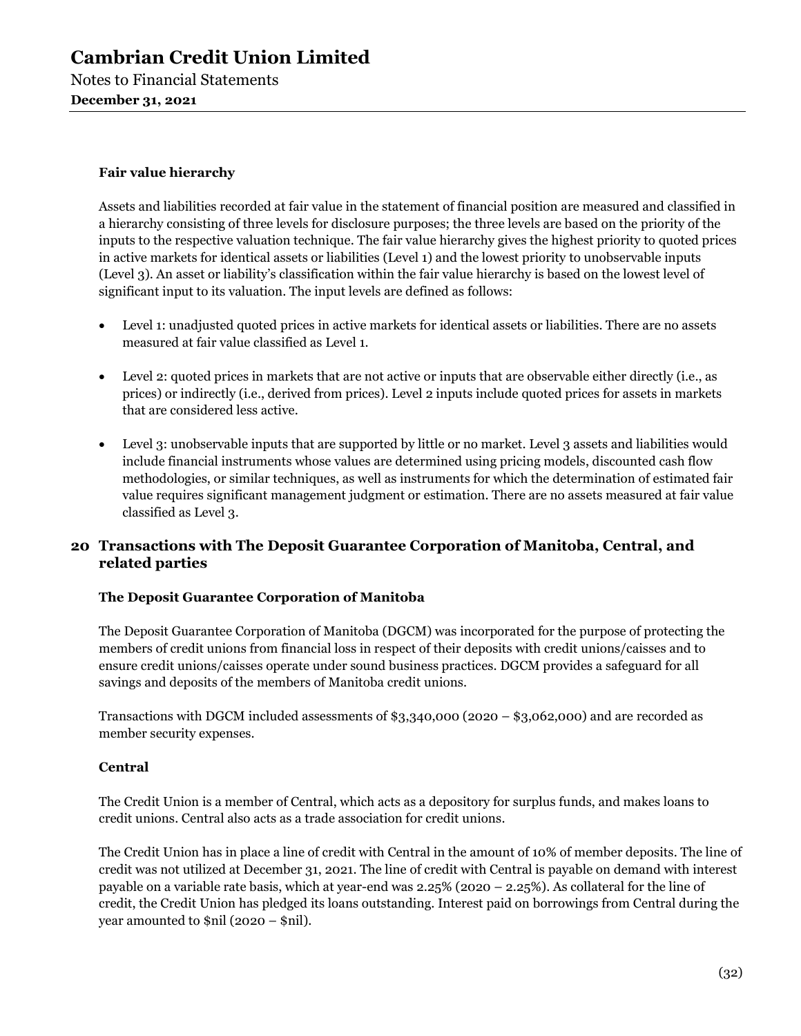### Fair value hierarchy

Assets and liabilities recorded at fair value in the statement of financial position are measured and classified in a hierarchy consisting of three levels for disclosure purposes; the three levels are based on the priority of the inputs to the respective valuation technique. The fair value hierarchy gives the highest priority to quoted prices in active markets for identical assets or liabilities (Level 1) and the lowest priority to unobservable inputs (Level 3). An asset or liability's classification within the fair value hierarchy is based on the lowest level of significant input to its valuation. The input levels are defined as follows:

- Level 1: unadjusted quoted prices in active markets for identical assets or liabilities. There are no assets measured at fair value classified as Level 1.
- Level 2: quoted prices in markets that are not active or inputs that are observable either directly (i.e., as prices) or indirectly (i.e., derived from prices). Level 2 inputs include quoted prices for assets in markets that are considered less active.
- Level 3: unobservable inputs that are supported by little or no market. Level 3 assets and liabilities would include financial instruments whose values are determined using pricing models, discounted cash flow methodologies, or similar techniques, as well as instruments for which the determination of estimated fair value requires significant management judgment or estimation. There are no assets measured at fair value classified as Level 3.

## 20 Transactions with The Deposit Guarantee Corporation of Manitoba, Central, and related parties

### The Deposit Guarantee Corporation of Manitoba

The Deposit Guarantee Corporation of Manitoba (DGCM) was incorporated for the purpose of protecting the members of credit unions from financial loss in respect of their deposits with credit unions/caisses and to ensure credit unions/caisses operate under sound business practices. DGCM provides a safeguard for all savings and deposits of the members of Manitoba credit unions.

Transactions with DGCM included assessments of $3,340,000 (2020 – $3,062,000) and are recorded as member security expenses.

### Central

The Credit Union is a member of Central, which acts as a depository for surplus funds, and makes loans to credit unions. Central also acts as a trade association for credit unions.

The Credit Union has in place a line of credit with Central in the amount of 10% of member deposits. The line of credit was not utilized at December 31, 2021. The line of credit with Central is payable on demand with interest payable on a variable rate basis, which at year-end was 2.25% (2020 – 2.25%). As collateral for the line of credit, the Credit Union has pledged its loans outstanding. Interest paid on borrowings from Central during the year amounted to $nil (2020 – $nil).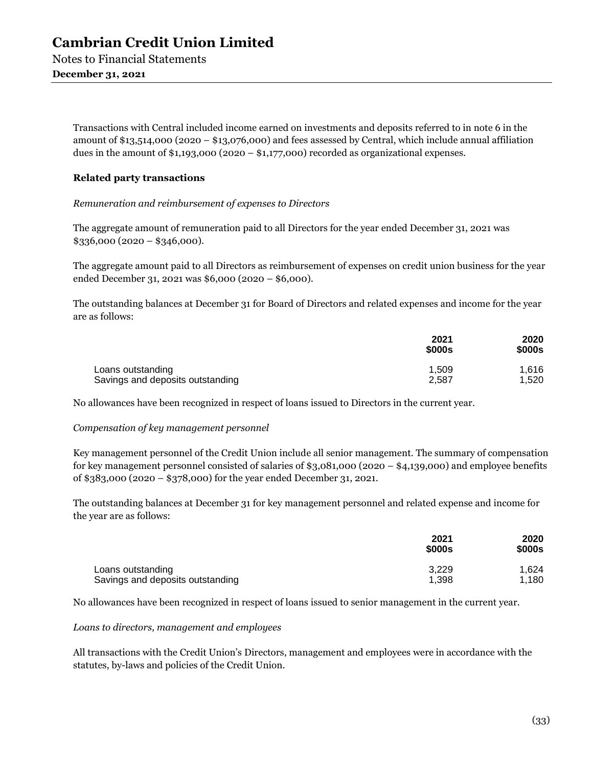Transactions with Central included income earned on investments and deposits referred to in note 6 in the amount of $13,514,000 (2020 – $13,076,000) and fees assessed by Central, which include annual affiliation dues in the amount of $1,193,000 (2020 – $1,177,000) recorded as organizational expenses.

**Related party transactions**

*Remuneration and reimbursement of expenses to Directors*

The aggregate amount of remuneration paid to all Directors for the year ended December 31, 2021 was $336,000 (2020 – $346,000).

The aggregate amount paid to all Directors as reimbursement of expenses on credit union business for the year ended December 31, 2021 was $6,000 (2020 – $6,000).

The outstanding balances at December 31 for Board of Directors and related expenses and income for the year are as follows:

| | 2021 $000s | 2020 $000s |
|---|---|---|
| Loans outstanding | 1,509 | 1,616 |
| Savings and deposits outstanding | 2,587 | 1,520 |

No allowances have been recognized in respect of loans issued to Directors in the current year.

*Compensation of key management personnel*

Key management personnel of the Credit Union include all senior management. The summary of compensation for key management personnel consisted of salaries of $3,081,000 (2020 – $4,139,000) and employee benefits of $383,000 (2020 – $378,000) for the year ended December 31, 2021.

The outstanding balances at December 31 for key management personnel and related expense and income for the year are as follows:

| | 2021 $000s | 2020 $000s |
|---|---|---|
| Loans outstanding | 3,229 | 1,624 |
| Savings and deposits outstanding | 1,398 | 1,180 |

No allowances have been recognized in respect of loans issued to senior management in the current year.

*Loans to directors, management and employees*

All transactions with the Credit Union's Directors, management and employees were in accordance with the statutes, by-laws and policies of the Credit Union.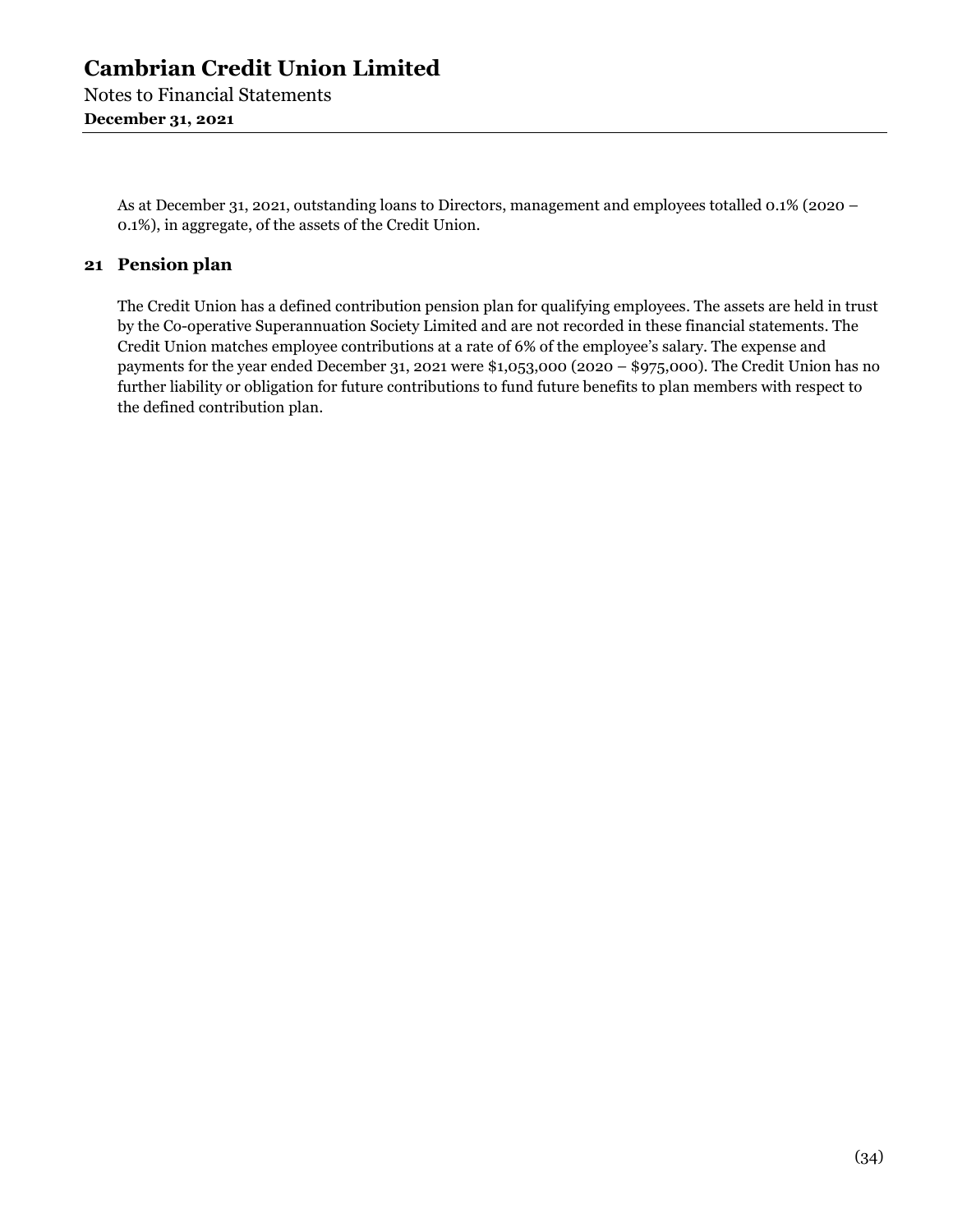As at December 31, 2021, outstanding loans to Directors, management and employees totalled 0.1% (2020 – 0.1%), in aggregate, of the assets of the Credit Union.

## 21 Pension plan

The Credit Union has a defined contribution pension plan for qualifying employees. The assets are held in trust by the Co-operative Superannuation Society Limited and are not recorded in these financial statements. The Credit Union matches employee contributions at a rate of 6% of the employee's salary. The expense and payments for the year ended December 31, 2021 were $1,053,000 (2020 – $975,000). The Credit Union has no further liability or obligation for future contributions to fund future benefits to plan members with respect to the defined contribution plan.